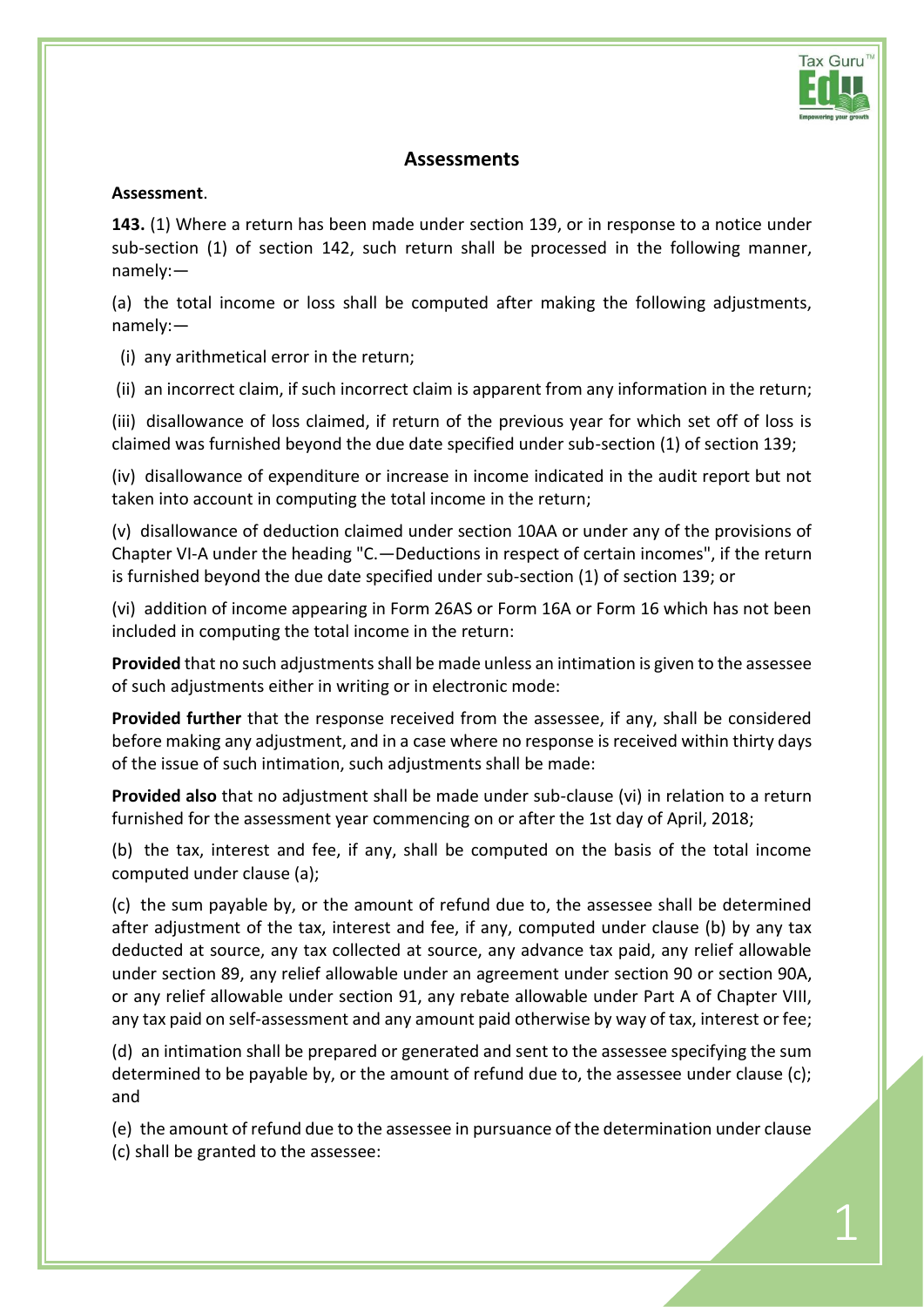# Assessments

**Assessment**.

**143.** (1) Where a return has been made under section 139, or in response to a notice under sub-section (1) of section 142, such return shall be processed in the following manner, namely:—

(a) the total income or loss shall be computed after making the following adjustments, namely:—

(i) any arithmetical error in the return;

(ii) an incorrect claim, if such incorrect claim is apparent from any information in the return;

(iii) disallowance of loss claimed, if return of the previous year for which set off of loss is claimed was furnished beyond the due date specified under sub-section (1) of section 139;

(iv) disallowance of expenditure or increase in income indicated in the audit report but not taken into account in computing the total income in the return;

(v) disallowance of deduction claimed under section 10AA or under any of the provisions of Chapter VI-A under the heading "C.—Deductions in respect of certain incomes", if the return is furnished beyond the due date specified under sub-section (1) of section 139; or

(vi) addition of income appearing in Form 26AS or Form 16A or Form 16 which has not been included in computing the total income in the return:

**Provided** that no such adjustments shall be made unless an intimation is given to the assessee of such adjustments either in writing or in electronic mode:

**Provided further** that the response received from the assessee, if any, shall be considered before making any adjustment, and in a case where no response is received within thirty days of the issue of such intimation, such adjustments shall be made:

**Provided also** that no adjustment shall be made under sub-clause (vi) in relation to a return furnished for the assessment year commencing on or after the 1st day of April, 2018;

(b) the tax, interest and fee, if any, shall be computed on the basis of the total income computed under clause (a);

(c) the sum payable by, or the amount of refund due to, the assessee shall be determined after adjustment of the tax, interest and fee, if any, computed under clause (b) by any tax deducted at source, any tax collected at source, any advance tax paid, any relief allowable under section 89, any relief allowable under an agreement under section 90 or section 90A, or any relief allowable under section 91, any rebate allowable under Part A of Chapter VIII, any tax paid on self-assessment and any amount paid otherwise by way of tax, interest or fee;

(d) an intimation shall be prepared or generated and sent to the assessee specifying the sum determined to be payable by, or the amount of refund due to, the assessee under clause (c); and

(e) the amount of refund due to the assessee in pursuance of the determination under clause (c) shall be granted to the assessee: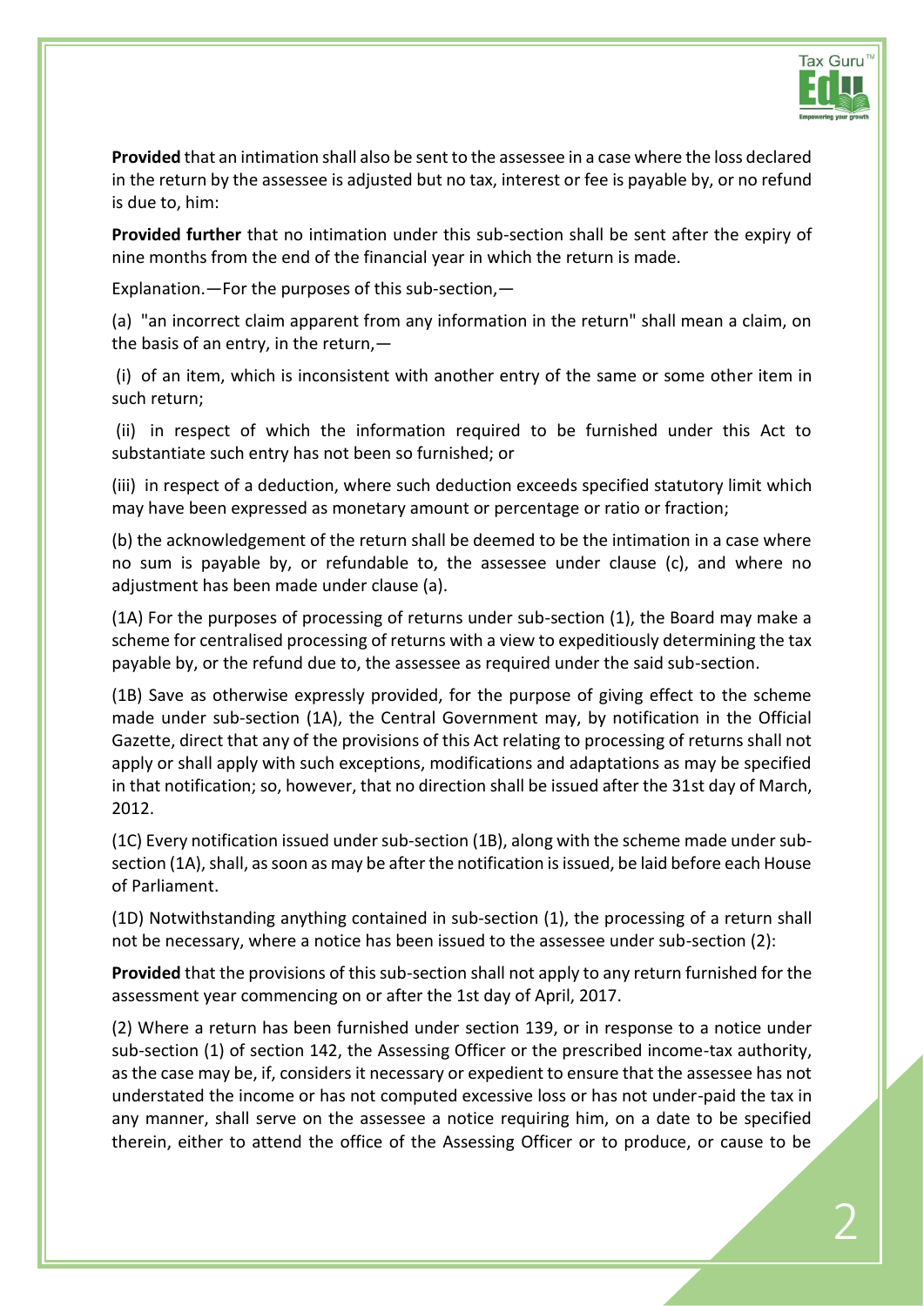**Provided** that an intimation shall also be sent to the assessee in a case where the loss declared in the return by the assessee is adjusted but no tax, interest or fee is payable by, or no refund is due to, him:

**Provided further** that no intimation under this sub-section shall be sent after the expiry of nine months from the end of the financial year in which the return is made.

Explanation.—For the purposes of this sub-section,—

(a) "an incorrect claim apparent from any information in the return" shall mean a claim, on the basis of an entry, in the return,—

(i) of an item, which is inconsistent with another entry of the same or some other item in such return;

(ii) in respect of which the information required to be furnished under this Act to substantiate such entry has not been so furnished; or

(iii) in respect of a deduction, where such deduction exceeds specified statutory limit which may have been expressed as monetary amount or percentage or ratio or fraction;

(b) the acknowledgement of the return shall be deemed to be the intimation in a case where no sum is payable by, or refundable to, the assessee under clause (c), and where no adjustment has been made under clause (a).

(1A) For the purposes of processing of returns under sub-section (1), the Board may make a scheme for centralised processing of returns with a view to expeditiously determining the tax payable by, or the refund due to, the assessee as required under the said sub-section.

(1B) Save as otherwise expressly provided, for the purpose of giving effect to the scheme made under sub-section (1A), the Central Government may, by notification in the Official Gazette, direct that any of the provisions of this Act relating to processing of returns shall not apply or shall apply with such exceptions, modifications and adaptations as may be specified in that notification; so, however, that no direction shall be issued after the 31st day of March, 2012.

(1C) Every notification issued under sub-section (1B), along with the scheme made under sub-section (1A), shall, as soon as may be after the notification is issued, be laid before each House of Parliament.

(1D) Notwithstanding anything contained in sub-section (1), the processing of a return shall not be necessary, where a notice has been issued to the assessee under sub-section (2):

**Provided** that the provisions of this sub-section shall not apply to any return furnished for the assessment year commencing on or after the 1st day of April, 2017.

(2) Where a return has been furnished under section 139, or in response to a notice under sub-section (1) of section 142, the Assessing Officer or the prescribed income-tax authority, as the case may be, if, considers it necessary or expedient to ensure that the assessee has not understated the income or has not computed excessive loss or has not under-paid the tax in any manner, shall serve on the assessee a notice requiring him, on a date to be specified therein, either to attend the office of the Assessing Officer or to produce, or cause to be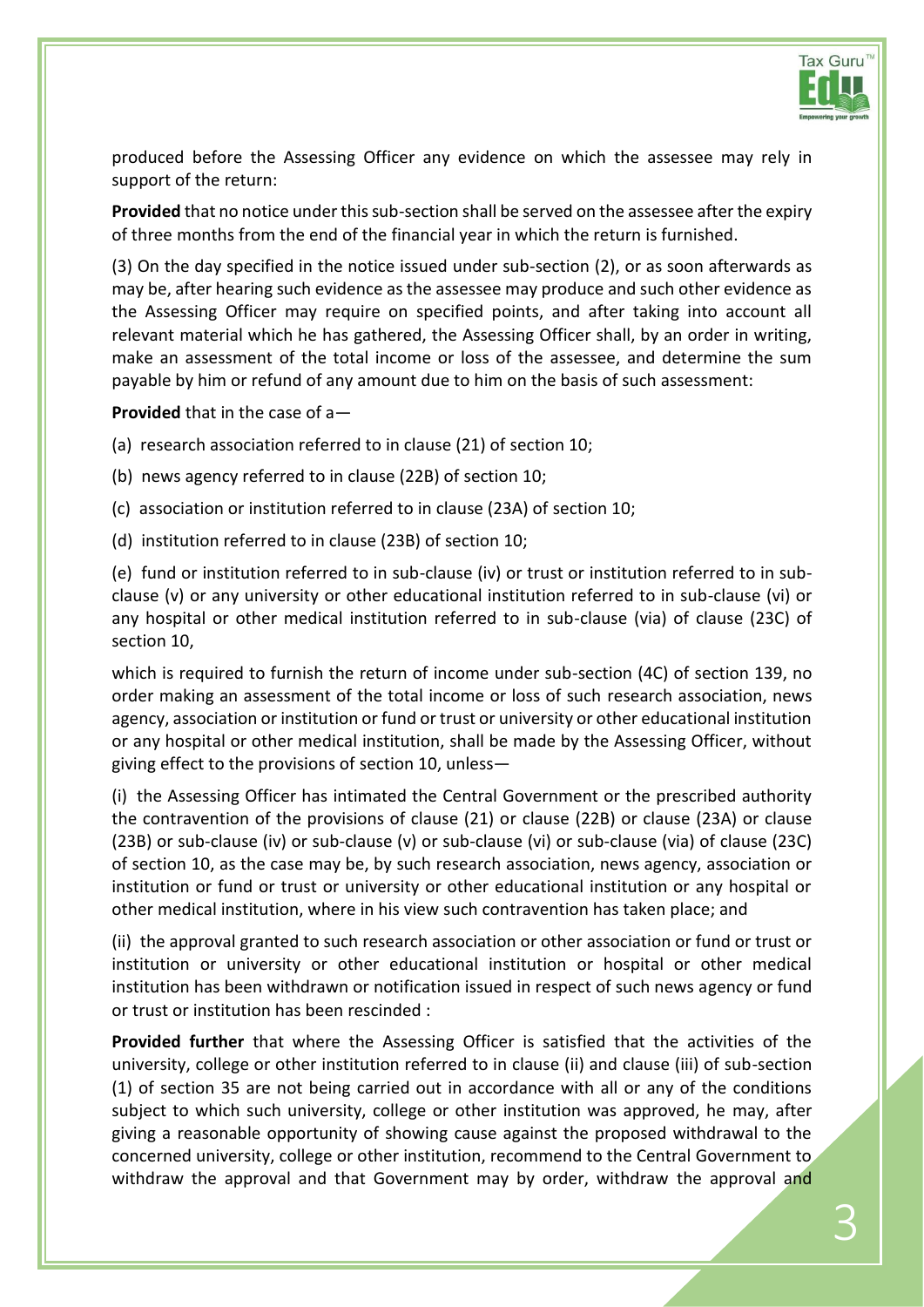produced before the Assessing Officer any evidence on which the assessee may rely in support of the return:

**Provided** that no notice under this sub-section shall be served on the assessee after the expiry of three months from the end of the financial year in which the return is furnished.

(3) On the day specified in the notice issued under sub-section (2), or as soon afterwards as may be, after hearing such evidence as the assessee may produce and such other evidence as the Assessing Officer may require on specified points, and after taking into account all relevant material which he has gathered, the Assessing Officer shall, by an order in writing, make an assessment of the total income or loss of the assessee, and determine the sum payable by him or refund of any amount due to him on the basis of such assessment:

**Provided** that in the case of a—

(a) research association referred to in clause (21) of section 10;

(b) news agency referred to in clause (22B) of section 10;

(c) association or institution referred to in clause (23A) of section 10;

(d) institution referred to in clause (23B) of section 10;

(e) fund or institution referred to in sub-clause (iv) or trust or institution referred to in sub-clause (v) or any university or other educational institution referred to in sub-clause (vi) or any hospital or other medical institution referred to in sub-clause (via) of clause (23C) of section 10,

which is required to furnish the return of income under sub-section (4C) of section 139, no order making an assessment of the total income or loss of such research association, news agency, association or institution or fund or trust or university or other educational institution or any hospital or other medical institution, shall be made by the Assessing Officer, without giving effect to the provisions of section 10, unless—

(i) the Assessing Officer has intimated the Central Government or the prescribed authority the contravention of the provisions of clause (21) or clause (22B) or clause (23A) or clause (23B) or sub-clause (iv) or sub-clause (v) or sub-clause (vi) or sub-clause (via) of clause (23C) of section 10, as the case may be, by such research association, news agency, association or institution or fund or trust or university or other educational institution or any hospital or other medical institution, where in his view such contravention has taken place; and

(ii) the approval granted to such research association or other association or fund or trust or institution or university or other educational institution or hospital or other medical institution has been withdrawn or notification issued in respect of such news agency or fund or trust or institution has been rescinded :

**Provided further** that where the Assessing Officer is satisfied that the activities of the university, college or other institution referred to in clause (ii) and clause (iii) of sub-section (1) of section 35 are not being carried out in accordance with all or any of the conditions subject to which such university, college or other institution was approved, he may, after giving a reasonable opportunity of showing cause against the proposed withdrawal to the concerned university, college or other institution, recommend to the Central Government to withdraw the approval and that Government may by order, withdraw the approval and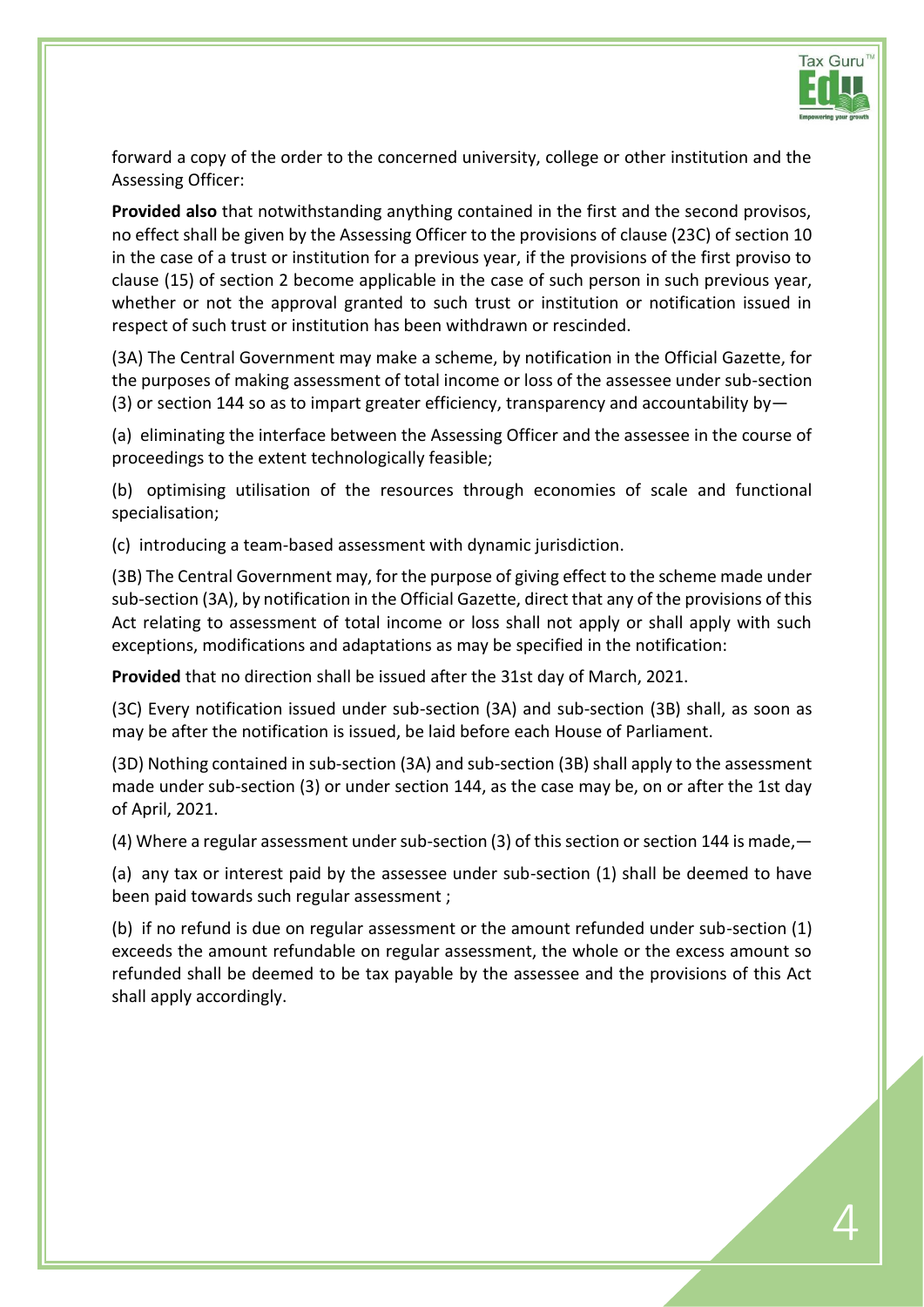forward a copy of the order to the concerned university, college or other institution and the Assessing Officer:

**Provided also** that notwithstanding anything contained in the first and the second provisos, no effect shall be given by the Assessing Officer to the provisions of clause (23C) of section 10 in the case of a trust or institution for a previous year, if the provisions of the first proviso to clause (15) of section 2 become applicable in the case of such person in such previous year, whether or not the approval granted to such trust or institution or notification issued in respect of such trust or institution has been withdrawn or rescinded.

(3A) The Central Government may make a scheme, by notification in the Official Gazette, for the purposes of making assessment of total income or loss of the assessee under sub-section (3) or section 144 so as to impart greater efficiency, transparency and accountability by—

(a) eliminating the interface between the Assessing Officer and the assessee in the course of proceedings to the extent technologically feasible;

(b) optimising utilisation of the resources through economies of scale and functional specialisation;

(c) introducing a team-based assessment with dynamic jurisdiction.

(3B) The Central Government may, for the purpose of giving effect to the scheme made under sub-section (3A), by notification in the Official Gazette, direct that any of the provisions of this Act relating to assessment of total income or loss shall not apply or shall apply with such exceptions, modifications and adaptations as may be specified in the notification:

**Provided** that no direction shall be issued after the 31st day of March, 2021.

(3C) Every notification issued under sub-section (3A) and sub-section (3B) shall, as soon as may be after the notification is issued, be laid before each House of Parliament.

(3D) Nothing contained in sub-section (3A) and sub-section (3B) shall apply to the assessment made under sub-section (3) or under section 144, as the case may be, on or after the 1st day of April, 2021.

(4) Where a regular assessment under sub-section (3) of this section or section 144 is made,—

(a) any tax or interest paid by the assessee under sub-section (1) shall be deemed to have been paid towards such regular assessment ;

(b) if no refund is due on regular assessment or the amount refunded under sub-section (1) exceeds the amount refundable on regular assessment, the whole or the excess amount so refunded shall be deemed to be tax payable by the assessee and the provisions of this Act shall apply accordingly.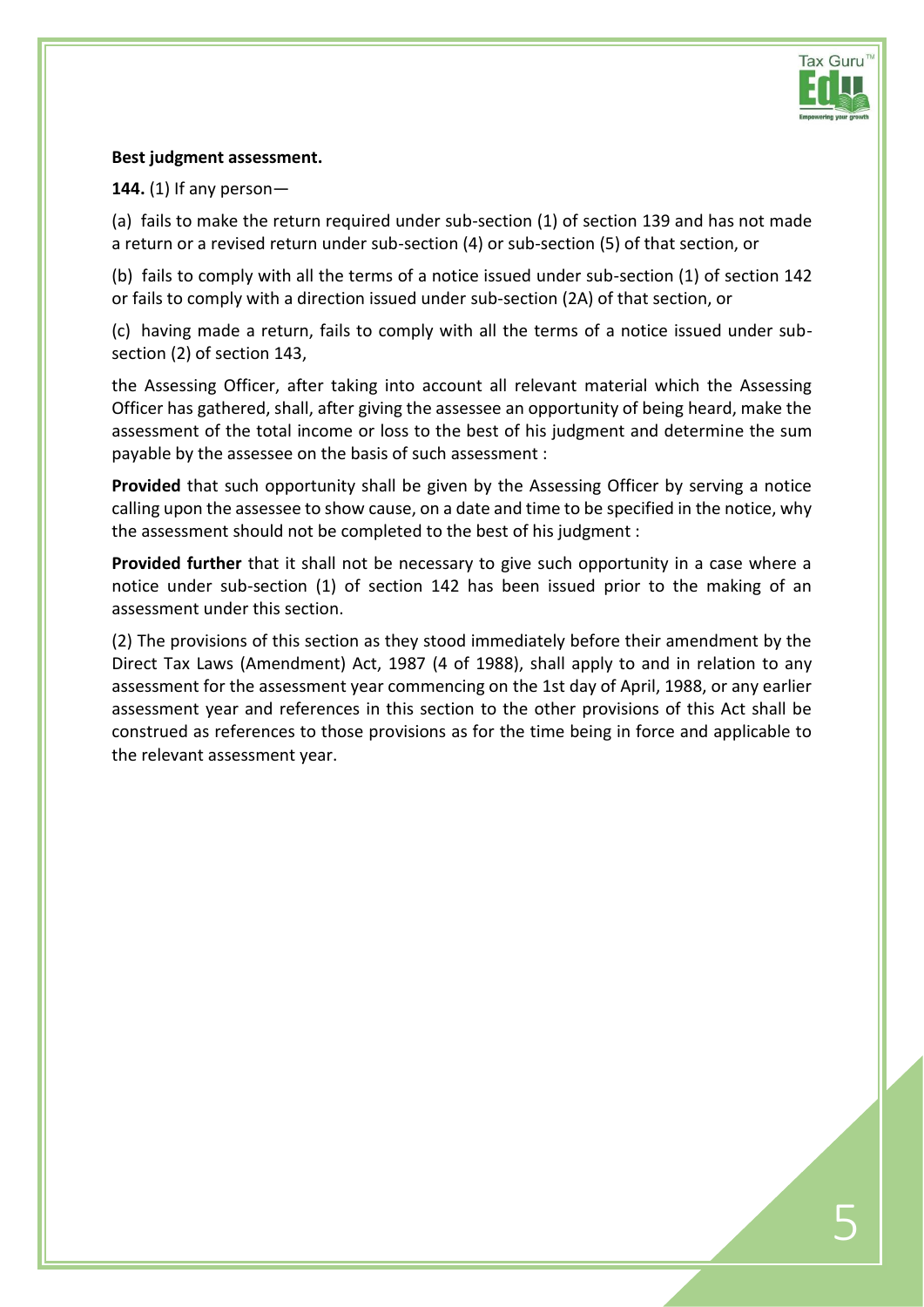**Best judgment assessment.**

**144.** (1) If any person—

(a) fails to make the return required under sub-section (1) of section 139 and has not made a return or a revised return under sub-section (4) or sub-section (5) of that section, or

(b) fails to comply with all the terms of a notice issued under sub-section (1) of section 142 or fails to comply with a direction issued under sub-section (2A) of that section, or

(c) having made a return, fails to comply with all the terms of a notice issued under sub-section (2) of section 143,

the Assessing Officer, after taking into account all relevant material which the Assessing Officer has gathered, shall, after giving the assessee an opportunity of being heard, make the assessment of the total income or loss to the best of his judgment and determine the sum payable by the assessee on the basis of such assessment :

**Provided** that such opportunity shall be given by the Assessing Officer by serving a notice calling upon the assessee to show cause, on a date and time to be specified in the notice, why the assessment should not be completed to the best of his judgment :

**Provided further** that it shall not be necessary to give such opportunity in a case where a notice under sub-section (1) of section 142 has been issued prior to the making of an assessment under this section.

(2) The provisions of this section as they stood immediately before their amendment by the Direct Tax Laws (Amendment) Act, 1987 (4 of 1988), shall apply to and in relation to any assessment for the assessment year commencing on the 1st day of April, 1988, or any earlier assessment year and references in this section to the other provisions of this Act shall be construed as references to those provisions as for the time being in force and applicable to the relevant assessment year.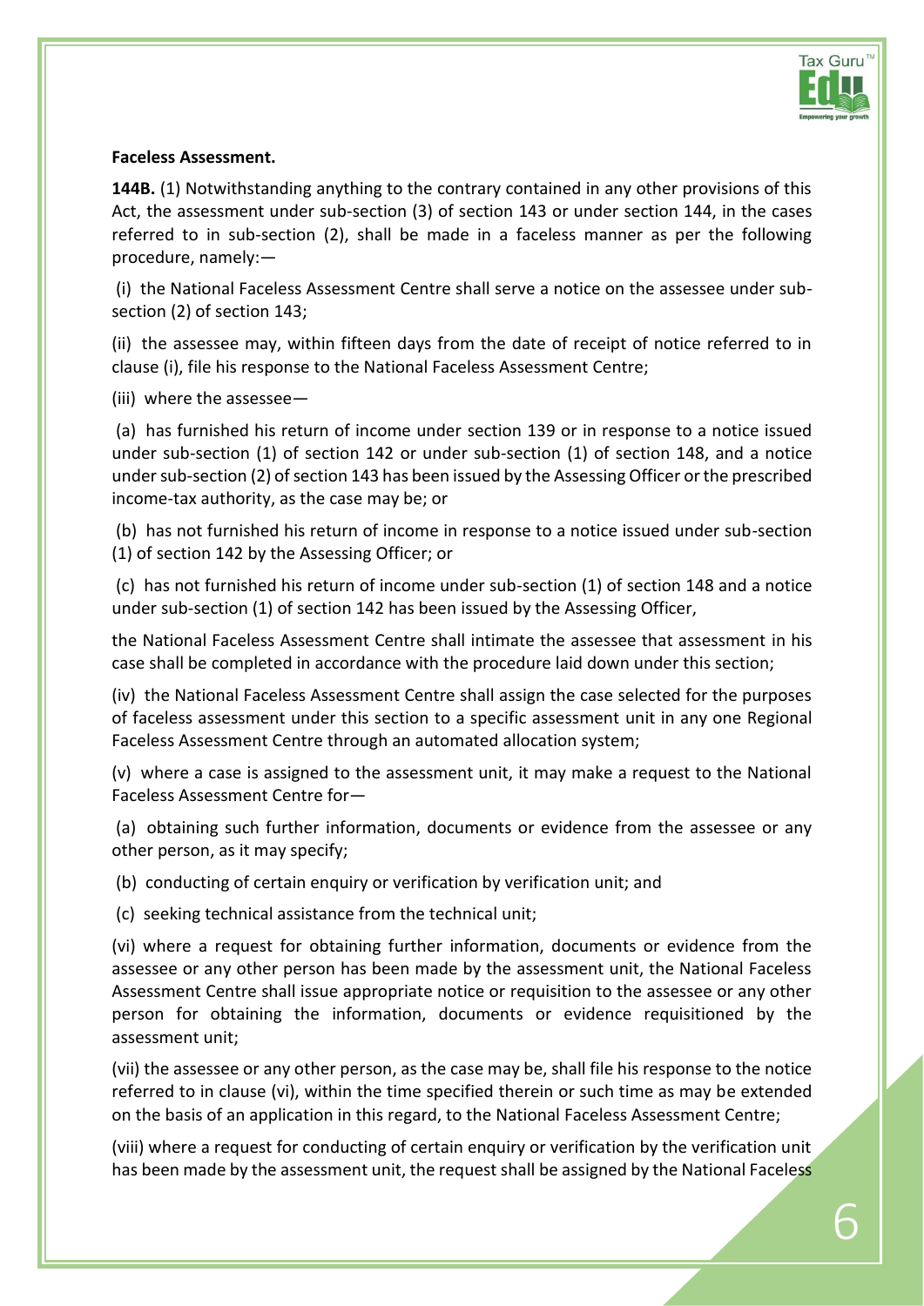**Faceless Assessment.**

**144B.** (1) Notwithstanding anything to the contrary contained in any other provisions of this Act, the assessment under sub-section (3) of section 143 or under section 144, in the cases referred to in sub-section (2), shall be made in a faceless manner as per the following procedure, namely:—

(i) the National Faceless Assessment Centre shall serve a notice on the assessee under sub-section (2) of section 143;

(ii) the assessee may, within fifteen days from the date of receipt of notice referred to in clause (i), file his response to the National Faceless Assessment Centre;

(iii) where the assessee—

(a) has furnished his return of income under section 139 or in response to a notice issued under sub-section (1) of section 142 or under sub-section (1) of section 148, and a notice under sub-section (2) of section 143 has been issued by the Assessing Officer or the prescribed income-tax authority, as the case may be; or

(b) has not furnished his return of income in response to a notice issued under sub-section (1) of section 142 by the Assessing Officer; or

(c) has not furnished his return of income under sub-section (1) of section 148 and a notice under sub-section (1) of section 142 has been issued by the Assessing Officer,

the National Faceless Assessment Centre shall intimate the assessee that assessment in his case shall be completed in accordance with the procedure laid down under this section;

(iv) the National Faceless Assessment Centre shall assign the case selected for the purposes of faceless assessment under this section to a specific assessment unit in any one Regional Faceless Assessment Centre through an automated allocation system;

(v) where a case is assigned to the assessment unit, it may make a request to the National Faceless Assessment Centre for—

(a) obtaining such further information, documents or evidence from the assessee or any other person, as it may specify;

(b) conducting of certain enquiry or verification by verification unit; and

(c) seeking technical assistance from the technical unit;

(vi) where a request for obtaining further information, documents or evidence from the assessee or any other person has been made by the assessment unit, the National Faceless Assessment Centre shall issue appropriate notice or requisition to the assessee or any other person for obtaining the information, documents or evidence requisitioned by the assessment unit;

(vii) the assessee or any other person, as the case may be, shall file his response to the notice referred to in clause (vi), within the time specified therein or such time as may be extended on the basis of an application in this regard, to the National Faceless Assessment Centre;

(viii) where a request for conducting of certain enquiry or verification by the verification unit has been made by the assessment unit, the request shall be assigned by the National Faceless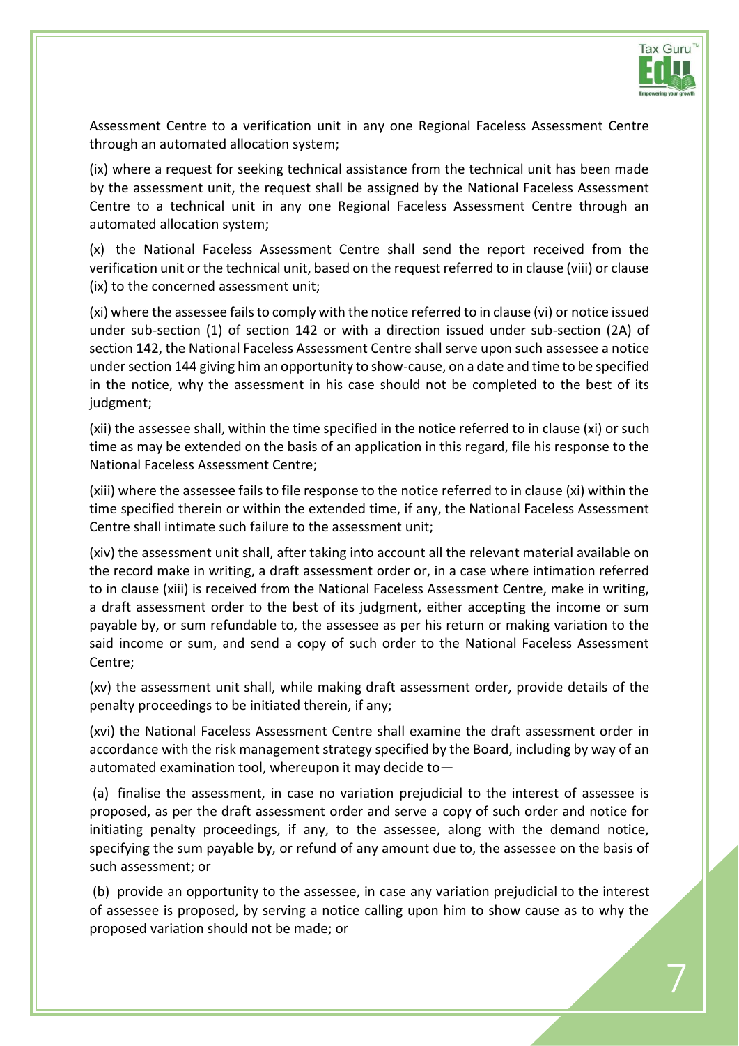Assessment Centre to a verification unit in any one Regional Faceless Assessment Centre through an automated allocation system;

(ix) where a request for seeking technical assistance from the technical unit has been made by the assessment unit, the request shall be assigned by the National Faceless Assessment Centre to a technical unit in any one Regional Faceless Assessment Centre through an automated allocation system;

(x) the National Faceless Assessment Centre shall send the report received from the verification unit or the technical unit, based on the request referred to in clause (viii) or clause (ix) to the concerned assessment unit;

(xi) where the assessee fails to comply with the notice referred to in clause (vi) or notice issued under sub-section (1) of section 142 or with a direction issued under sub-section (2A) of section 142, the National Faceless Assessment Centre shall serve upon such assessee a notice under section 144 giving him an opportunity to show-cause, on a date and time to be specified in the notice, why the assessment in his case should not be completed to the best of its judgment;

(xii) the assessee shall, within the time specified in the notice referred to in clause (xi) or such time as may be extended on the basis of an application in this regard, file his response to the National Faceless Assessment Centre;

(xiii) where the assessee fails to file response to the notice referred to in clause (xi) within the time specified therein or within the extended time, if any, the National Faceless Assessment Centre shall intimate such failure to the assessment unit;

(xiv) the assessment unit shall, after taking into account all the relevant material available on the record make in writing, a draft assessment order or, in a case where intimation referred to in clause (xiii) is received from the National Faceless Assessment Centre, make in writing, a draft assessment order to the best of its judgment, either accepting the income or sum payable by, or sum refundable to, the assessee as per his return or making variation to the said income or sum, and send a copy of such order to the National Faceless Assessment Centre;

(xv) the assessment unit shall, while making draft assessment order, provide details of the penalty proceedings to be initiated therein, if any;

(xvi) the National Faceless Assessment Centre shall examine the draft assessment order in accordance with the risk management strategy specified by the Board, including by way of an automated examination tool, whereupon it may decide to—

(a) finalise the assessment, in case no variation prejudicial to the interest of assessee is proposed, as per the draft assessment order and serve a copy of such order and notice for initiating penalty proceedings, if any, to the assessee, along with the demand notice, specifying the sum payable by, or refund of any amount due to, the assessee on the basis of such assessment; or

(b) provide an opportunity to the assessee, in case any variation prejudicial to the interest of assessee is proposed, by serving a notice calling upon him to show cause as to why the proposed variation should not be made; or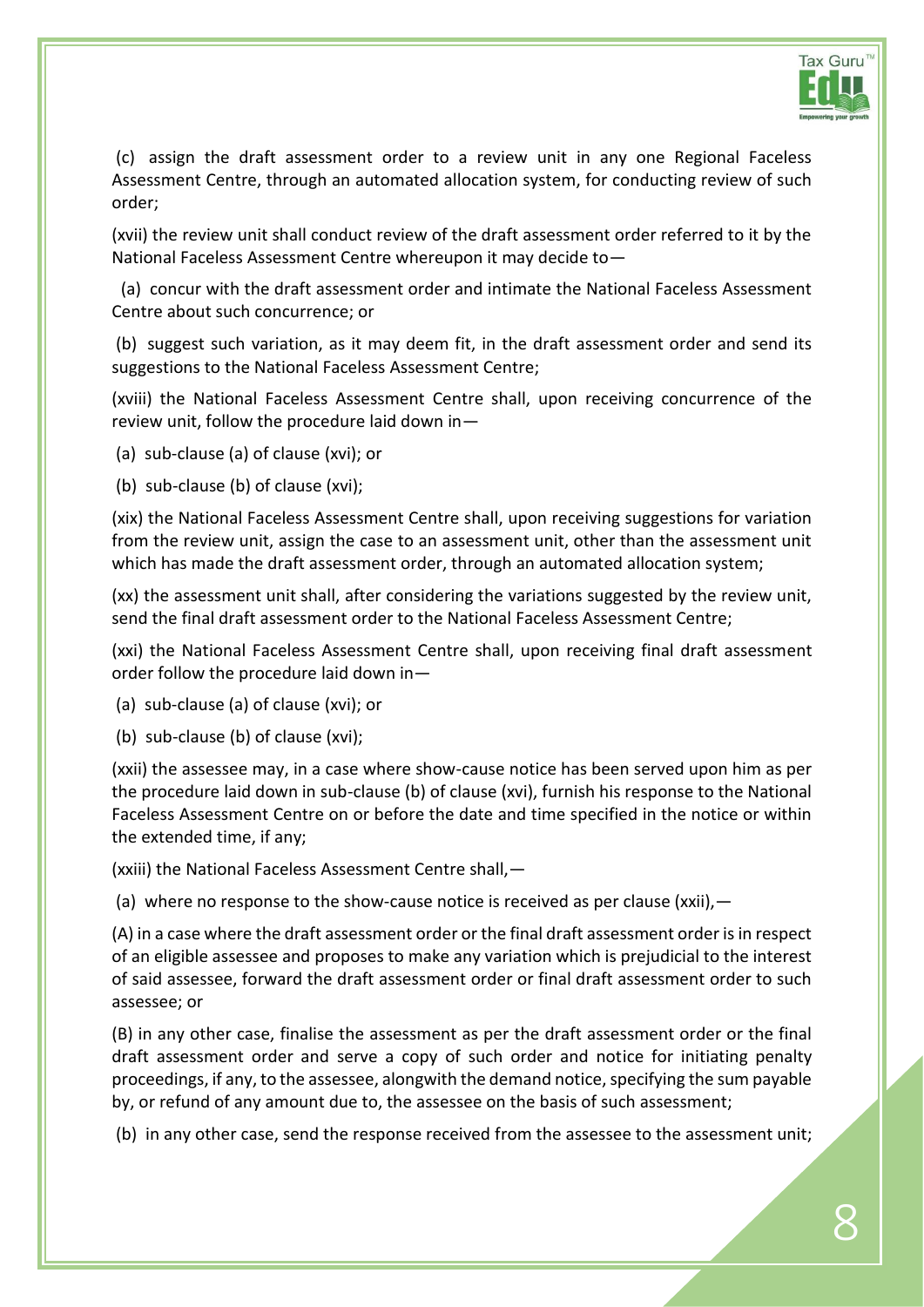(c) assign the draft assessment order to a review unit in any one Regional Faceless Assessment Centre, through an automated allocation system, for conducting review of such order;

(xvii) the review unit shall conduct review of the draft assessment order referred to it by the National Faceless Assessment Centre whereupon it may decide to—

(a) concur with the draft assessment order and intimate the National Faceless Assessment Centre about such concurrence; or

(b) suggest such variation, as it may deem fit, in the draft assessment order and send its suggestions to the National Faceless Assessment Centre;

(xviii) the National Faceless Assessment Centre shall, upon receiving concurrence of the review unit, follow the procedure laid down in—

(a) sub-clause (a) of clause (xvi); or

(b) sub-clause (b) of clause (xvi);

(xix) the National Faceless Assessment Centre shall, upon receiving suggestions for variation from the review unit, assign the case to an assessment unit, other than the assessment unit which has made the draft assessment order, through an automated allocation system;

(xx) the assessment unit shall, after considering the variations suggested by the review unit, send the final draft assessment order to the National Faceless Assessment Centre;

(xxi) the National Faceless Assessment Centre shall, upon receiving final draft assessment order follow the procedure laid down in—

(a) sub-clause (a) of clause (xvi); or

(b) sub-clause (b) of clause (xvi);

(xxii) the assessee may, in a case where show-cause notice has been served upon him as per the procedure laid down in sub-clause (b) of clause (xvi), furnish his response to the National Faceless Assessment Centre on or before the date and time specified in the notice or within the extended time, if any;

(xxiii) the National Faceless Assessment Centre shall,—

(a) where no response to the show-cause notice is received as per clause (xxii),—

(A) in a case where the draft assessment order or the final draft assessment order is in respect of an eligible assessee and proposes to make any variation which is prejudicial to the interest of said assessee, forward the draft assessment order or final draft assessment order to such assessee; or

(B) in any other case, finalise the assessment as per the draft assessment order or the final draft assessment order and serve a copy of such order and notice for initiating penalty proceedings, if any, to the assessee, alongwith the demand notice, specifying the sum payable by, or refund of any amount due to, the assessee on the basis of such assessment;

(b) in any other case, send the response received from the assessee to the assessment unit;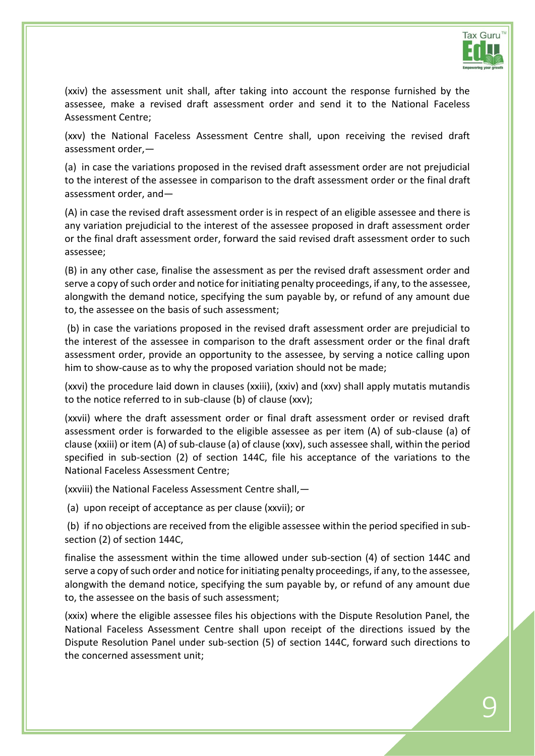(xxiv) the assessment unit shall, after taking into account the response furnished by the assessee, make a revised draft assessment order and send it to the National Faceless Assessment Centre;

(xxv) the National Faceless Assessment Centre shall, upon receiving the revised draft assessment order,—

(a) in case the variations proposed in the revised draft assessment order are not prejudicial to the interest of the assessee in comparison to the draft assessment order or the final draft assessment order, and—

(A) in case the revised draft assessment order is in respect of an eligible assessee and there is any variation prejudicial to the interest of the assessee proposed in draft assessment order or the final draft assessment order, forward the said revised draft assessment order to such assessee;

(B) in any other case, finalise the assessment as per the revised draft assessment order and serve a copy of such order and notice for initiating penalty proceedings, if any, to the assessee, alongwith the demand notice, specifying the sum payable by, or refund of any amount due to, the assessee on the basis of such assessment;

(b) in case the variations proposed in the revised draft assessment order are prejudicial to the interest of the assessee in comparison to the draft assessment order or the final draft assessment order, provide an opportunity to the assessee, by serving a notice calling upon him to show-cause as to why the proposed variation should not be made;

(xxvi) the procedure laid down in clauses (xxiii), (xxiv) and (xxv) shall apply mutatis mutandis to the notice referred to in sub-clause (b) of clause (xxv);

(xxvii) where the draft assessment order or final draft assessment order or revised draft assessment order is forwarded to the eligible assessee as per item (A) of sub-clause (a) of clause (xxiii) or item (A) of sub-clause (a) of clause (xxv), such assessee shall, within the period specified in sub-section (2) of section 144C, file his acceptance of the variations to the National Faceless Assessment Centre;

(xxviii) the National Faceless Assessment Centre shall,—

(a) upon receipt of acceptance as per clause (xxvii); or

(b) if no objections are received from the eligible assessee within the period specified in sub-section (2) of section 144C,

finalise the assessment within the time allowed under sub-section (4) of section 144C and serve a copy of such order and notice for initiating penalty proceedings, if any, to the assessee, alongwith the demand notice, specifying the sum payable by, or refund of any amount due to, the assessee on the basis of such assessment;

(xxix) where the eligible assessee files his objections with the Dispute Resolution Panel, the National Faceless Assessment Centre shall upon receipt of the directions issued by the Dispute Resolution Panel under sub-section (5) of section 144C, forward such directions to the concerned assessment unit;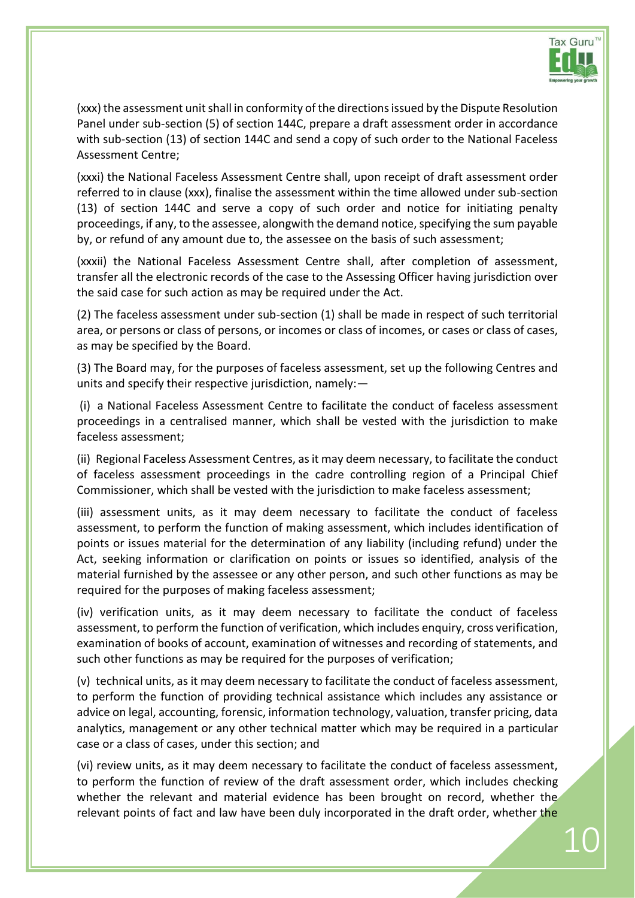(xxx) the assessment unit shall in conformity of the directions issued by the Dispute Resolution Panel under sub-section (5) of section 144C, prepare a draft assessment order in accordance with sub-section (13) of section 144C and send a copy of such order to the National Faceless Assessment Centre;

(xxxi) the National Faceless Assessment Centre shall, upon receipt of draft assessment order referred to in clause (xxx), finalise the assessment within the time allowed under sub-section (13) of section 144C and serve a copy of such order and notice for initiating penalty proceedings, if any, to the assessee, alongwith the demand notice, specifying the sum payable by, or refund of any amount due to, the assessee on the basis of such assessment;

(xxxii) the National Faceless Assessment Centre shall, after completion of assessment, transfer all the electronic records of the case to the Assessing Officer having jurisdiction over the said case for such action as may be required under the Act.

(2) The faceless assessment under sub-section (1) shall be made in respect of such territorial area, or persons or class of persons, or incomes or class of incomes, or cases or class of cases, as may be specified by the Board.

(3) The Board may, for the purposes of faceless assessment, set up the following Centres and units and specify their respective jurisdiction, namely:—

(i) a National Faceless Assessment Centre to facilitate the conduct of faceless assessment proceedings in a centralised manner, which shall be vested with the jurisdiction to make faceless assessment;

(ii) Regional Faceless Assessment Centres, as it may deem necessary, to facilitate the conduct of faceless assessment proceedings in the cadre controlling region of a Principal Chief Commissioner, which shall be vested with the jurisdiction to make faceless assessment;

(iii) assessment units, as it may deem necessary to facilitate the conduct of faceless assessment, to perform the function of making assessment, which includes identification of points or issues material for the determination of any liability (including refund) under the Act, seeking information or clarification on points or issues so identified, analysis of the material furnished by the assessee or any other person, and such other functions as may be required for the purposes of making faceless assessment;

(iv) verification units, as it may deem necessary to facilitate the conduct of faceless assessment, to perform the function of verification, which includes enquiry, cross verification, examination of books of account, examination of witnesses and recording of statements, and such other functions as may be required for the purposes of verification;

(v) technical units, as it may deem necessary to facilitate the conduct of faceless assessment, to perform the function of providing technical assistance which includes any assistance or advice on legal, accounting, forensic, information technology, valuation, transfer pricing, data analytics, management or any other technical matter which may be required in a particular case or a class of cases, under this section; and

(vi) review units, as it may deem necessary to facilitate the conduct of faceless assessment, to perform the function of review of the draft assessment order, which includes checking whether the relevant and material evidence has been brought on record, whether the relevant points of fact and law have been duly incorporated in the draft order, whether the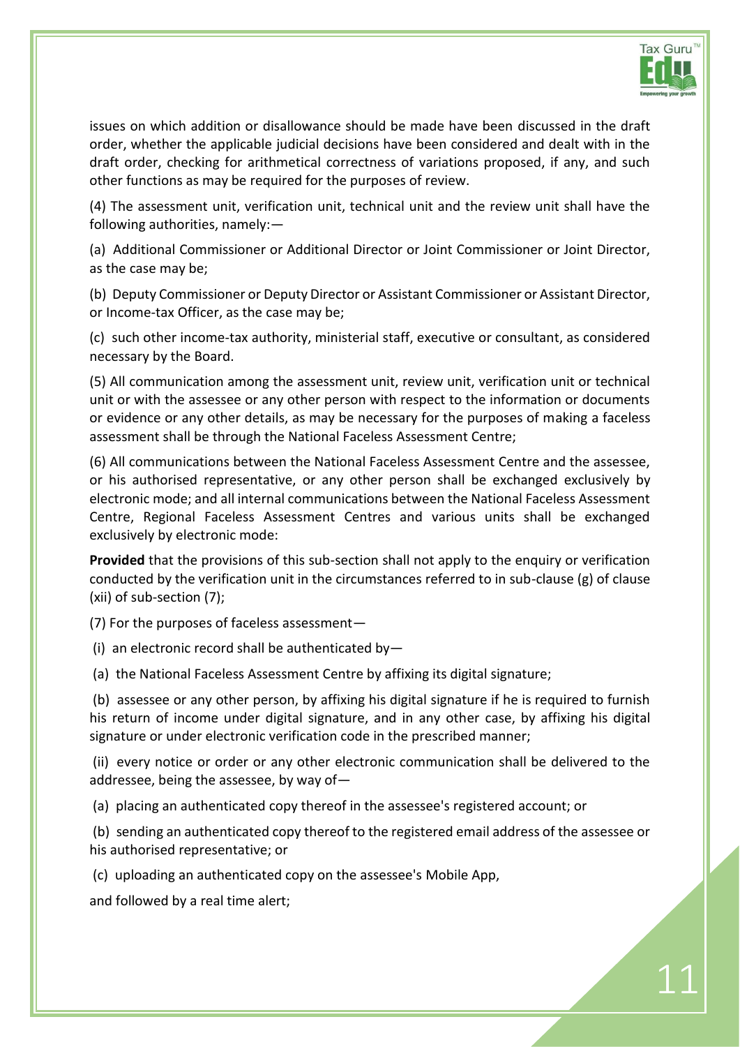issues on which addition or disallowance should be made have been discussed in the draft order, whether the applicable judicial decisions have been considered and dealt with in the draft order, checking for arithmetical correctness of variations proposed, if any, and such other functions as may be required for the purposes of review.

(4) The assessment unit, verification unit, technical unit and the review unit shall have the following authorities, namely:—

(a) Additional Commissioner or Additional Director or Joint Commissioner or Joint Director, as the case may be;

(b) Deputy Commissioner or Deputy Director or Assistant Commissioner or Assistant Director, or Income-tax Officer, as the case may be;

(c) such other income-tax authority, ministerial staff, executive or consultant, as considered necessary by the Board.

(5) All communication among the assessment unit, review unit, verification unit or technical unit or with the assessee or any other person with respect to the information or documents or evidence or any other details, as may be necessary for the purposes of making a faceless assessment shall be through the National Faceless Assessment Centre;

(6) All communications between the National Faceless Assessment Centre and the assessee, or his authorised representative, or any other person shall be exchanged exclusively by electronic mode; and all internal communications between the National Faceless Assessment Centre, Regional Faceless Assessment Centres and various units shall be exchanged exclusively by electronic mode:

**Provided** that the provisions of this sub-section shall not apply to the enquiry or verification conducted by the verification unit in the circumstances referred to in sub-clause (g) of clause (xii) of sub-section (7);

(7) For the purposes of faceless assessment—

(i) an electronic record shall be authenticated by—

(a) the National Faceless Assessment Centre by affixing its digital signature;

(b) assessee or any other person, by affixing his digital signature if he is required to furnish his return of income under digital signature, and in any other case, by affixing his digital signature or under electronic verification code in the prescribed manner;

(ii) every notice or order or any other electronic communication shall be delivered to the addressee, being the assessee, by way of—

(a) placing an authenticated copy thereof in the assessee's registered account; or

(b) sending an authenticated copy thereof to the registered email address of the assessee or his authorised representative; or

(c) uploading an authenticated copy on the assessee's Mobile App,

and followed by a real time alert;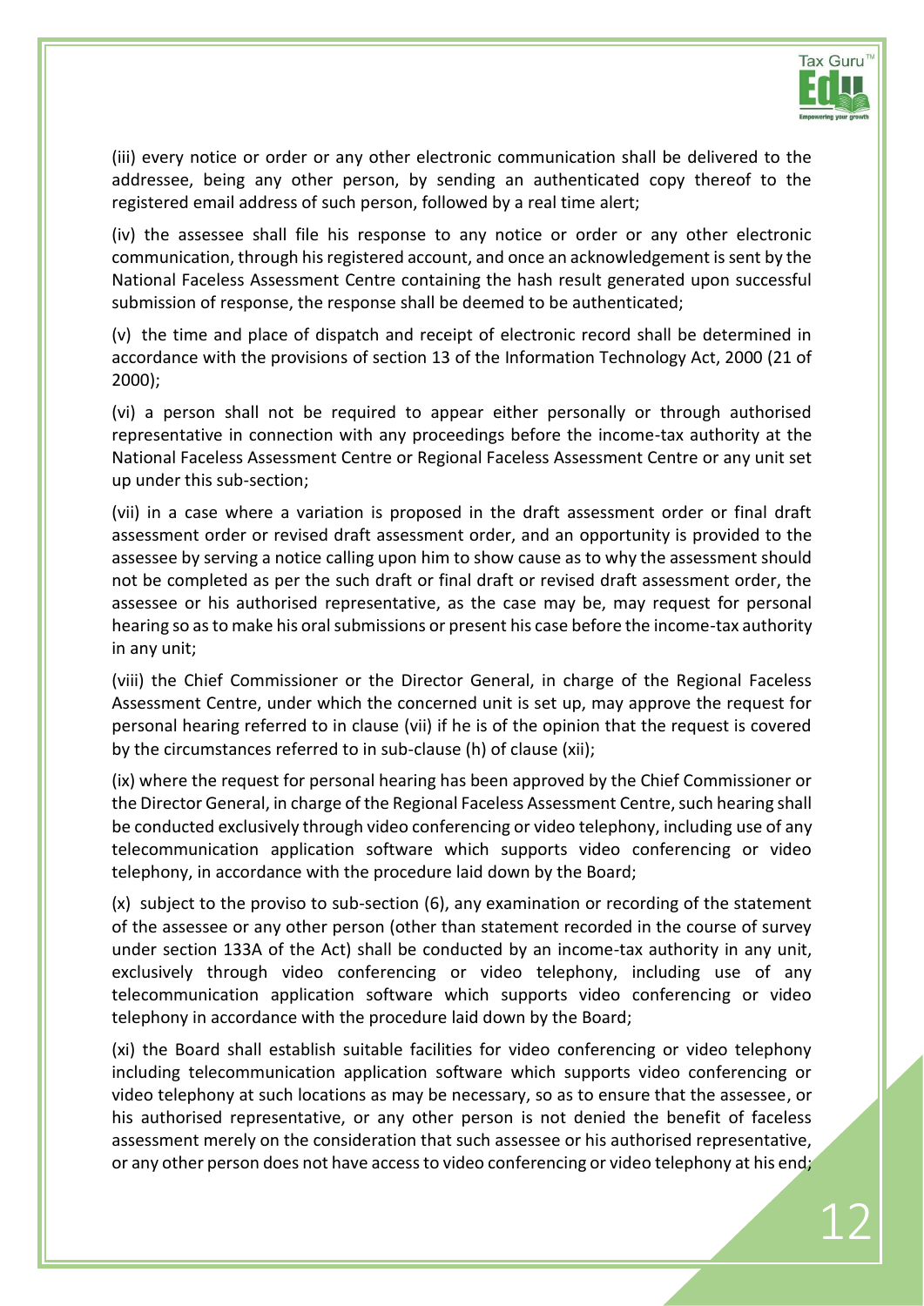(iii) every notice or order or any other electronic communication shall be delivered to the addressee, being any other person, by sending an authenticated copy thereof to the registered email address of such person, followed by a real time alert;

(iv) the assessee shall file his response to any notice or order or any other electronic communication, through his registered account, and once an acknowledgement is sent by the National Faceless Assessment Centre containing the hash result generated upon successful submission of response, the response shall be deemed to be authenticated;

(v) the time and place of dispatch and receipt of electronic record shall be determined in accordance with the provisions of section 13 of the Information Technology Act, 2000 (21 of 2000);

(vi) a person shall not be required to appear either personally or through authorised representative in connection with any proceedings before the income-tax authority at the National Faceless Assessment Centre or Regional Faceless Assessment Centre or any unit set up under this sub-section;

(vii) in a case where a variation is proposed in the draft assessment order or final draft assessment order or revised draft assessment order, and an opportunity is provided to the assessee by serving a notice calling upon him to show cause as to why the assessment should not be completed as per the such draft or final draft or revised draft assessment order, the assessee or his authorised representative, as the case may be, may request for personal hearing so as to make his oral submissions or present his case before the income-tax authority in any unit;

(viii) the Chief Commissioner or the Director General, in charge of the Regional Faceless Assessment Centre, under which the concerned unit is set up, may approve the request for personal hearing referred to in clause (vii) if he is of the opinion that the request is covered by the circumstances referred to in sub-clause (h) of clause (xii);

(ix) where the request for personal hearing has been approved by the Chief Commissioner or the Director General, in charge of the Regional Faceless Assessment Centre, such hearing shall be conducted exclusively through video conferencing or video telephony, including use of any telecommunication application software which supports video conferencing or video telephony, in accordance with the procedure laid down by the Board;

(x) subject to the proviso to sub-section (6), any examination or recording of the statement of the assessee or any other person (other than statement recorded in the course of survey under section 133A of the Act) shall be conducted by an income-tax authority in any unit, exclusively through video conferencing or video telephony, including use of any telecommunication application software which supports video conferencing or video telephony in accordance with the procedure laid down by the Board;

(xi) the Board shall establish suitable facilities for video conferencing or video telephony including telecommunication application software which supports video conferencing or video telephony at such locations as may be necessary, so as to ensure that the assessee, or his authorised representative, or any other person is not denied the benefit of faceless assessment merely on the consideration that such assessee or his authorised representative, or any other person does not have access to video conferencing or video telephony at his end;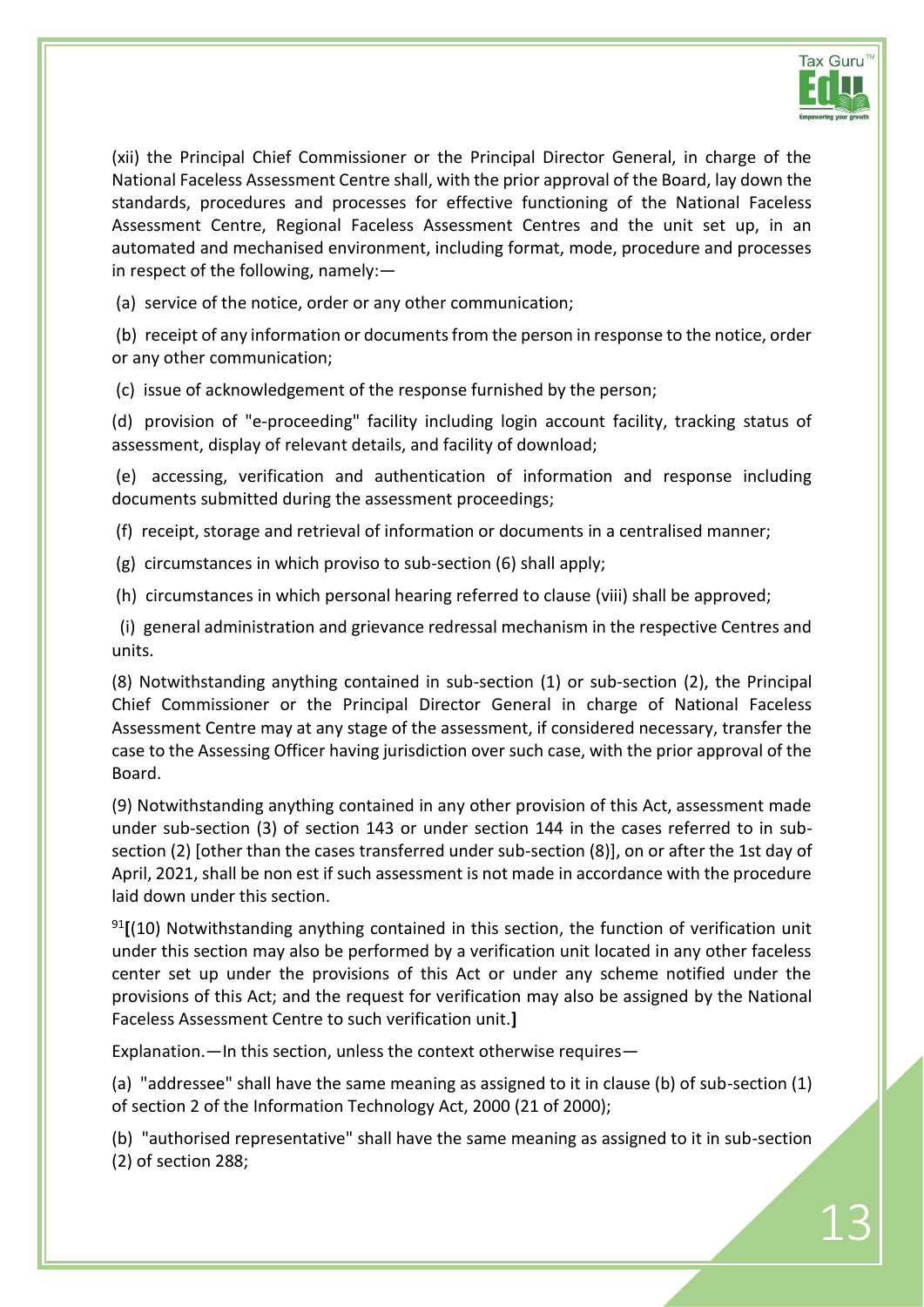(xii) the Principal Chief Commissioner or the Principal Director General, in charge of the National Faceless Assessment Centre shall, with the prior approval of the Board, lay down the standards, procedures and processes for effective functioning of the National Faceless Assessment Centre, Regional Faceless Assessment Centres and the unit set up, in an automated and mechanised environment, including format, mode, procedure and processes in respect of the following, namely:—

(a) service of the notice, order or any other communication;

(b) receipt of any information or documents from the person in response to the notice, order or any other communication;

(c) issue of acknowledgement of the response furnished by the person;

(d) provision of "e-proceeding" facility including login account facility, tracking status of assessment, display of relevant details, and facility of download;

(e) accessing, verification and authentication of information and response including documents submitted during the assessment proceedings;

(f) receipt, storage and retrieval of information or documents in a centralised manner;

(g) circumstances in which proviso to sub-section (6) shall apply;

(h) circumstances in which personal hearing referred to clause (viii) shall be approved;

(i) general administration and grievance redressal mechanism in the respective Centres and units.

(8) Notwithstanding anything contained in sub-section (1) or sub-section (2), the Principal Chief Commissioner or the Principal Director General in charge of National Faceless Assessment Centre may at any stage of the assessment, if considered necessary, transfer the case to the Assessing Officer having jurisdiction over such case, with the prior approval of the Board.

(9) Notwithstanding anything contained in any other provision of this Act, assessment made under sub-section (3) of section 143 or under section 144 in the cases referred to in sub-section (2) [other than the cases transferred under sub-section (8)], on or after the 1st day of April, 2021, shall be non est if such assessment is not made in accordance with the procedure laid down under this section.

[91]**[**(10) Notwithstanding anything contained in this section, the function of verification unit under this section may also be performed by a verification unit located in any other faceless center set up under the provisions of this Act or under any scheme notified under the provisions of this Act; and the request for verification may also be assigned by the National Faceless Assessment Centre to such verification unit.**]**

Explanation.—In this section, unless the context otherwise requires—

(a) "addressee" shall have the same meaning as assigned to it in clause (b) of sub-section (1) of section 2 of the Information Technology Act, 2000 (21 of 2000);

(b) "authorised representative" shall have the same meaning as assigned to it in sub-section (2) of section 288;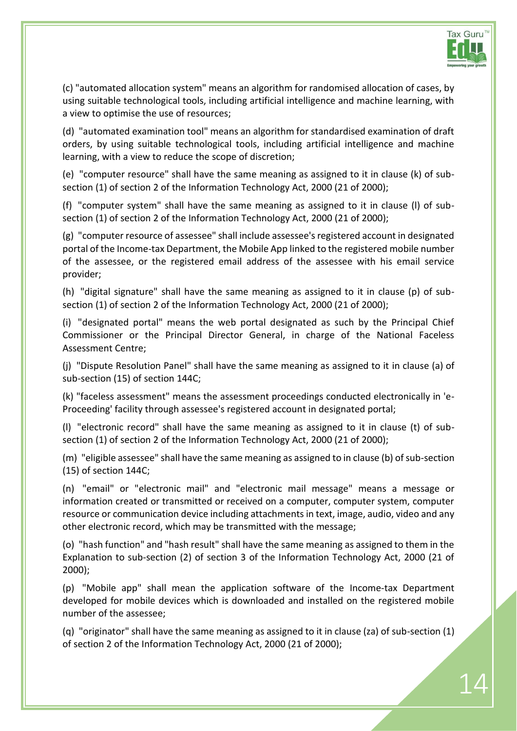(c) "automated allocation system" means an algorithm for randomised allocation of cases, by using suitable technological tools, including artificial intelligence and machine learning, with a view to optimise the use of resources;

(d) "automated examination tool" means an algorithm for standardised examination of draft orders, by using suitable technological tools, including artificial intelligence and machine learning, with a view to reduce the scope of discretion;

(e) "computer resource" shall have the same meaning as assigned to it in clause (k) of sub-section (1) of section 2 of the Information Technology Act, 2000 (21 of 2000);

(f) "computer system" shall have the same meaning as assigned to it in clause (l) of sub-section (1) of section 2 of the Information Technology Act, 2000 (21 of 2000);

(g) "computer resource of assessee" shall include assessee's registered account in designated portal of the Income-tax Department, the Mobile App linked to the registered mobile number of the assessee, or the registered email address of the assessee with his email service provider;

(h) "digital signature" shall have the same meaning as assigned to it in clause (p) of sub-section (1) of section 2 of the Information Technology Act, 2000 (21 of 2000);

(i) "designated portal" means the web portal designated as such by the Principal Chief Commissioner or the Principal Director General, in charge of the National Faceless Assessment Centre;

(j) "Dispute Resolution Panel" shall have the same meaning as assigned to it in clause (a) of sub-section (15) of section 144C;

(k) "faceless assessment" means the assessment proceedings conducted electronically in 'e-Proceeding' facility through assessee's registered account in designated portal;

(l) "electronic record" shall have the same meaning as assigned to it in clause (t) of sub-section (1) of section 2 of the Information Technology Act, 2000 (21 of 2000);

(m) "eligible assessee" shall have the same meaning as assigned to in clause (b) of sub-section (15) of section 144C;

(n) "email" or "electronic mail" and "electronic mail message" means a message or information created or transmitted or received on a computer, computer system, computer resource or communication device including attachments in text, image, audio, video and any other electronic record, which may be transmitted with the message;

(o) "hash function" and "hash result" shall have the same meaning as assigned to them in the Explanation to sub-section (2) of section 3 of the Information Technology Act, 2000 (21 of 2000);

(p) "Mobile app" shall mean the application software of the Income-tax Department developed for mobile devices which is downloaded and installed on the registered mobile number of the assessee;

(q) "originator" shall have the same meaning as assigned to it in clause (za) of sub-section (1) of section 2 of the Information Technology Act, 2000 (21 of 2000);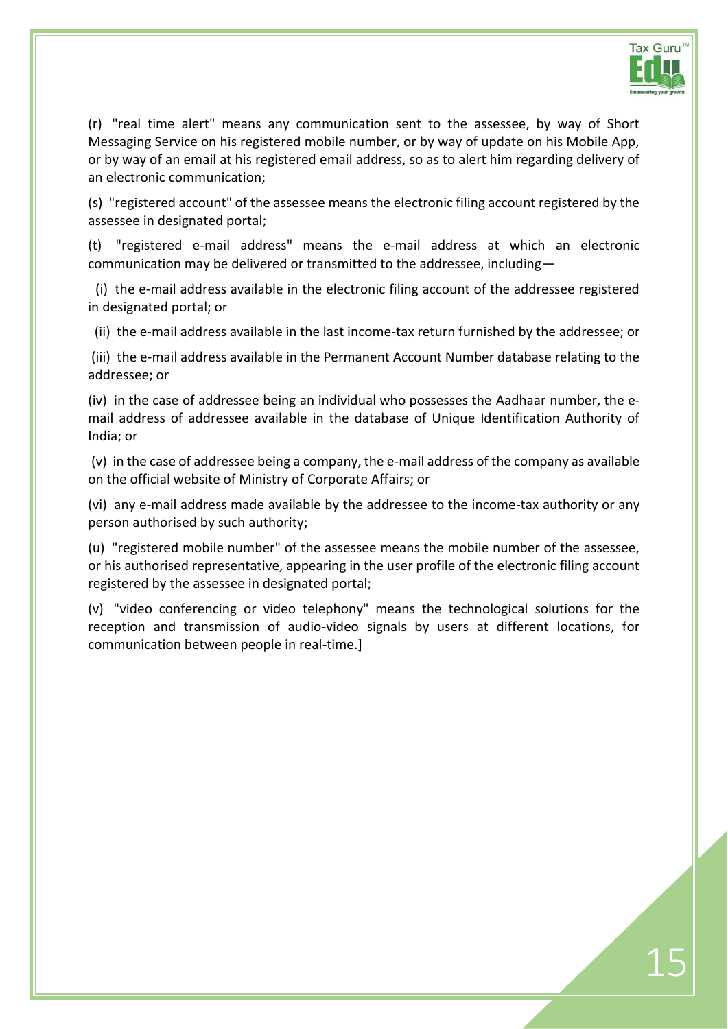(r) "real time alert" means any communication sent to the assessee, by way of Short Messaging Service on his registered mobile number, or by way of update on his Mobile App, or by way of an email at his registered email address, so as to alert him regarding delivery of an electronic communication;

(s) "registered account" of the assessee means the electronic filing account registered by the assessee in designated portal;

(t) "registered e-mail address" means the e-mail address at which an electronic communication may be delivered or transmitted to the addressee, including—

(i) the e-mail address available in the electronic filing account of the addressee registered in designated portal; or

(ii) the e-mail address available in the last income-tax return furnished by the addressee; or

(iii) the e-mail address available in the Permanent Account Number database relating to the addressee; or

(iv) in the case of addressee being an individual who possesses the Aadhaar number, the e-mail address of addressee available in the database of Unique Identification Authority of India; or

(v) in the case of addressee being a company, the e-mail address of the company as available on the official website of Ministry of Corporate Affairs; or

(vi) any e-mail address made available by the addressee to the income-tax authority or any person authorised by such authority;

(u) "registered mobile number" of the assessee means the mobile number of the assessee, or his authorised representative, appearing in the user profile of the electronic filing account registered by the assessee in designated portal;

(v) "video conferencing or video telephony" means the technological solutions for the reception and transmission of audio-video signals by users at different locations, for communication between people in real-time.]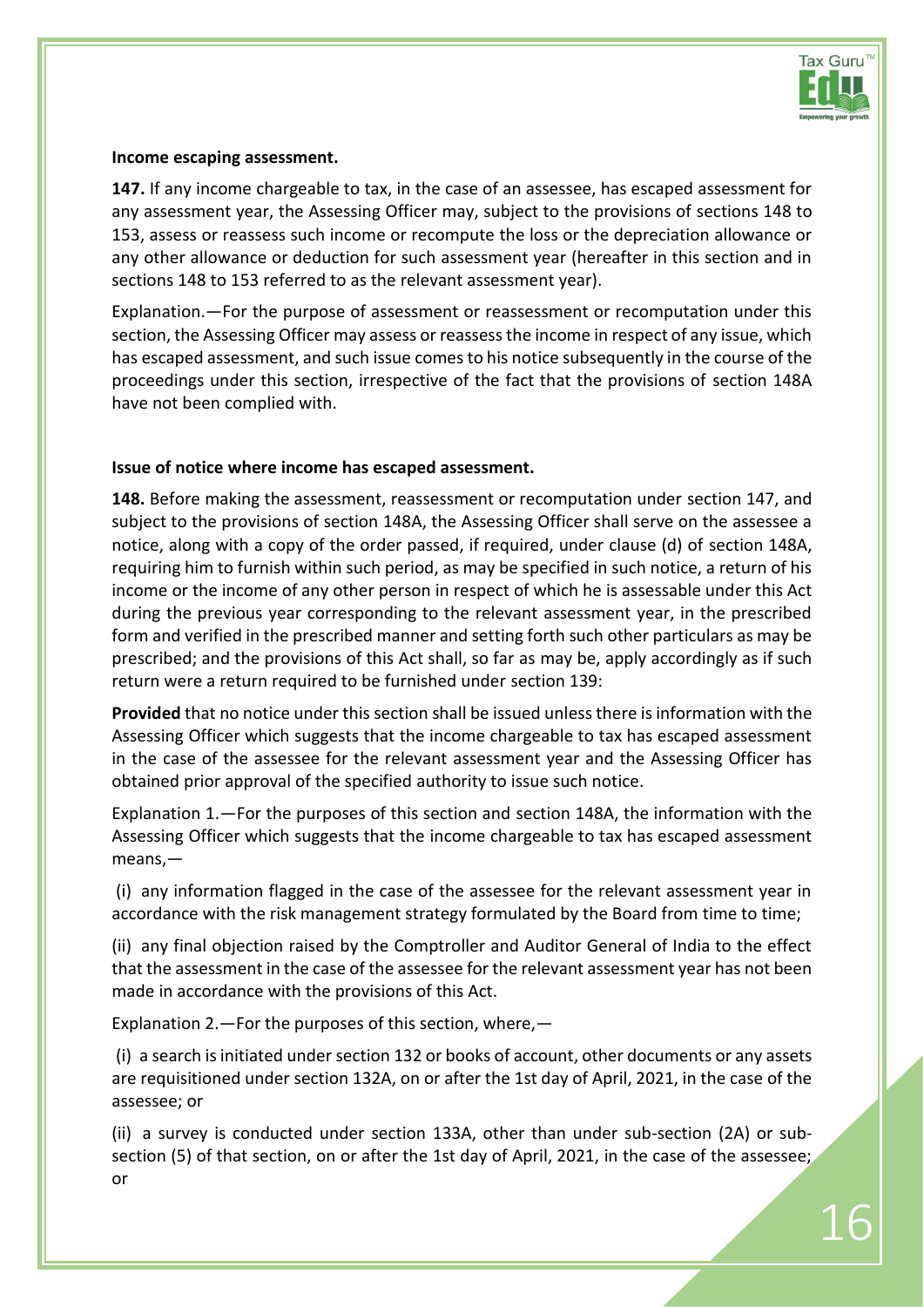**Income escaping assessment.**

**147.** If any income chargeable to tax, in the case of an assessee, has escaped assessment for any assessment year, the Assessing Officer may, subject to the provisions of sections 148 to 153, assess or reassess such income or recompute the loss or the depreciation allowance or any other allowance or deduction for such assessment year (hereafter in this section and in sections 148 to 153 referred to as the relevant assessment year).

Explanation.—For the purpose of assessment or reassessment or recomputation under this section, the Assessing Officer may assess or reassess the income in respect of any issue, which has escaped assessment, and such issue comes to his notice subsequently in the course of the proceedings under this section, irrespective of the fact that the provisions of section 148A have not been complied with.

**Issue of notice where income has escaped assessment.**

**148.** Before making the assessment, reassessment or recomputation under section 147, and subject to the provisions of section 148A, the Assessing Officer shall serve on the assessee a notice, along with a copy of the order passed, if required, under clause (d) of section 148A, requiring him to furnish within such period, as may be specified in such notice, a return of his income or the income of any other person in respect of which he is assessable under this Act during the previous year corresponding to the relevant assessment year, in the prescribed form and verified in the prescribed manner and setting forth such other particulars as may be prescribed; and the provisions of this Act shall, so far as may be, apply accordingly as if such return were a return required to be furnished under section 139:

**Provided** that no notice under this section shall be issued unless there is information with the Assessing Officer which suggests that the income chargeable to tax has escaped assessment in the case of the assessee for the relevant assessment year and the Assessing Officer has obtained prior approval of the specified authority to issue such notice.

Explanation 1.—For the purposes of this section and section 148A, the information with the Assessing Officer which suggests that the income chargeable to tax has escaped assessment means,—

(i) any information flagged in the case of the assessee for the relevant assessment year in accordance with the risk management strategy formulated by the Board from time to time;

(ii) any final objection raised by the Comptroller and Auditor General of India to the effect that the assessment in the case of the assessee for the relevant assessment year has not been made in accordance with the provisions of this Act.

Explanation 2.—For the purposes of this section, where,—

(i) a search is initiated under section 132 or books of account, other documents or any assets are requisitioned under section 132A, on or after the 1st day of April, 2021, in the case of the assessee; or

(ii) a survey is conducted under section 133A, other than under sub-section (2A) or sub-section (5) of that section, on or after the 1st day of April, 2021, in the case of the assessee; or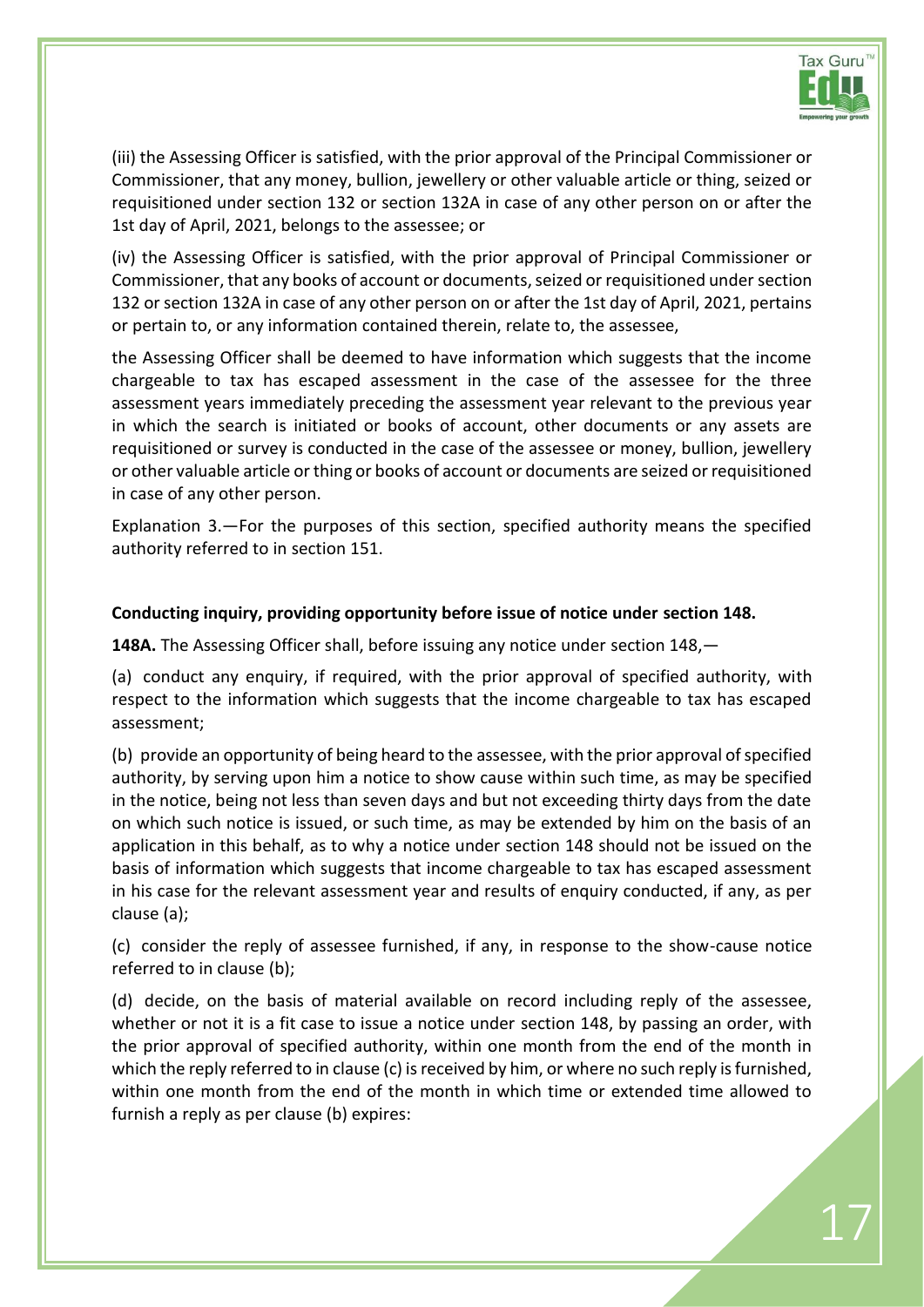(iii) the Assessing Officer is satisfied, with the prior approval of the Principal Commissioner or Commissioner, that any money, bullion, jewellery or other valuable article or thing, seized or requisitioned under section 132 or section 132A in case of any other person on or after the 1st day of April, 2021, belongs to the assessee; or

(iv) the Assessing Officer is satisfied, with the prior approval of Principal Commissioner or Commissioner, that any books of account or documents, seized or requisitioned under section 132 or section 132A in case of any other person on or after the 1st day of April, 2021, pertains or pertain to, or any information contained therein, relate to, the assessee,

the Assessing Officer shall be deemed to have information which suggests that the income chargeable to tax has escaped assessment in the case of the assessee for the three assessment years immediately preceding the assessment year relevant to the previous year in which the search is initiated or books of account, other documents or any assets are requisitioned or survey is conducted in the case of the assessee or money, bullion, jewellery or other valuable article or thing or books of account or documents are seized or requisitioned in case of any other person.

Explanation 3.—For the purposes of this section, specified authority means the specified authority referred to in section 151.

**Conducting inquiry, providing opportunity before issue of notice under section 148.**

**148A.** The Assessing Officer shall, before issuing any notice under section 148,—

(a) conduct any enquiry, if required, with the prior approval of specified authority, with respect to the information which suggests that the income chargeable to tax has escaped assessment;

(b) provide an opportunity of being heard to the assessee, with the prior approval of specified authority, by serving upon him a notice to show cause within such time, as may be specified in the notice, being not less than seven days and but not exceeding thirty days from the date on which such notice is issued, or such time, as may be extended by him on the basis of an application in this behalf, as to why a notice under section 148 should not be issued on the basis of information which suggests that income chargeable to tax has escaped assessment in his case for the relevant assessment year and results of enquiry conducted, if any, as per clause (a);

(c) consider the reply of assessee furnished, if any, in response to the show-cause notice referred to in clause (b);

(d) decide, on the basis of material available on record including reply of the assessee, whether or not it is a fit case to issue a notice under section 148, by passing an order, with the prior approval of specified authority, within one month from the end of the month in which the reply referred to in clause (c) is received by him, or where no such reply is furnished, within one month from the end of the month in which time or extended time allowed to furnish a reply as per clause (b) expires: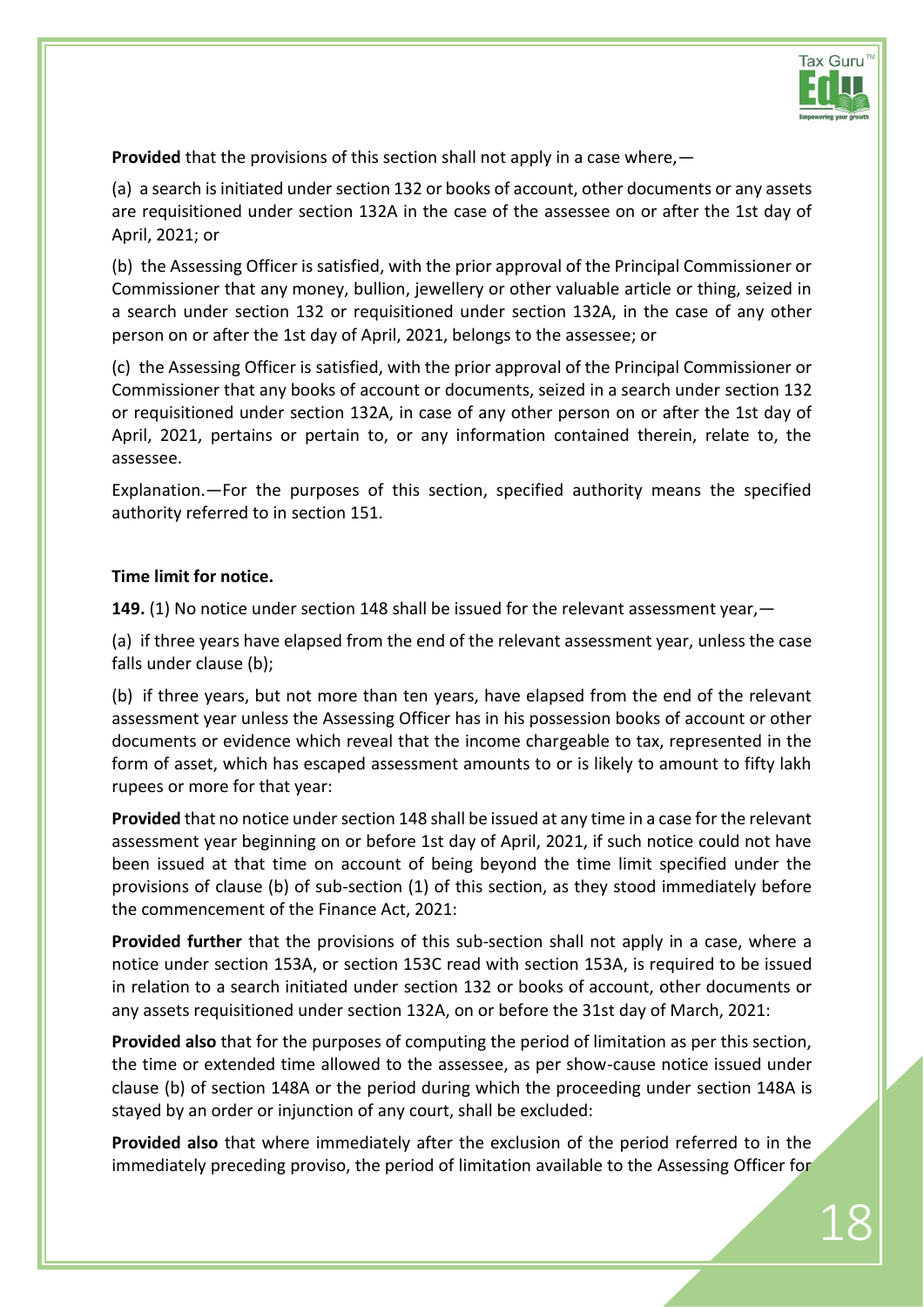**Provided** that the provisions of this section shall not apply in a case where,—

(a) a search is initiated under section 132 or books of account, other documents or any assets are requisitioned under section 132A in the case of the assessee on or after the 1st day of April, 2021; or

(b) the Assessing Officer is satisfied, with the prior approval of the Principal Commissioner or Commissioner that any money, bullion, jewellery or other valuable article or thing, seized in a search under section 132 or requisitioned under section 132A, in the case of any other person on or after the 1st day of April, 2021, belongs to the assessee; or

(c) the Assessing Officer is satisfied, with the prior approval of the Principal Commissioner or Commissioner that any books of account or documents, seized in a search under section 132 or requisitioned under section 132A, in case of any other person on or after the 1st day of April, 2021, pertains or pertain to, or any information contained therein, relate to, the assessee.

Explanation.—For the purposes of this section, specified authority means the specified authority referred to in section 151.

**Time limit for notice.**

**149.** (1) No notice under section 148 shall be issued for the relevant assessment year,—

(a) if three years have elapsed from the end of the relevant assessment year, unless the case falls under clause (b);

(b) if three years, but not more than ten years, have elapsed from the end of the relevant assessment year unless the Assessing Officer has in his possession books of account or other documents or evidence which reveal that the income chargeable to tax, represented in the form of asset, which has escaped assessment amounts to or is likely to amount to fifty lakh rupees or more for that year:

**Provided** that no notice under section 148 shall be issued at any time in a case for the relevant assessment year beginning on or before 1st day of April, 2021, if such notice could not have been issued at that time on account of being beyond the time limit specified under the provisions of clause (b) of sub-section (1) of this section, as they stood immediately before the commencement of the Finance Act, 2021:

**Provided further** that the provisions of this sub-section shall not apply in a case, where a notice under section 153A, or section 153C read with section 153A, is required to be issued in relation to a search initiated under section 132 or books of account, other documents or any assets requisitioned under section 132A, on or before the 31st day of March, 2021:

**Provided also** that for the purposes of computing the period of limitation as per this section, the time or extended time allowed to the assessee, as per show-cause notice issued under clause (b) of section 148A or the period during which the proceeding under section 148A is stayed by an order or injunction of any court, shall be excluded:

**Provided also** that where immediately after the exclusion of the period referred to in the immediately preceding proviso, the period of limitation available to the Assessing Officer for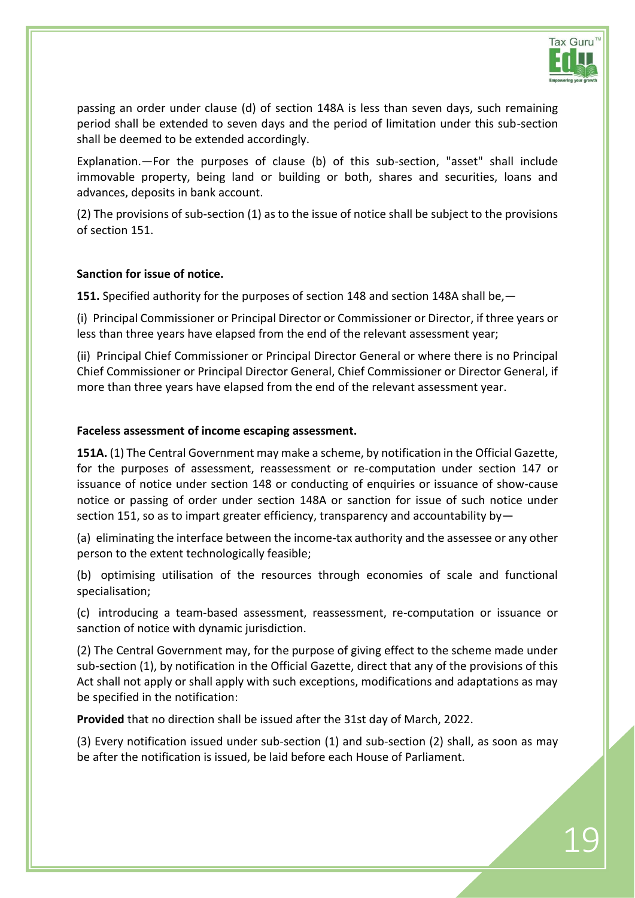passing an order under clause (d) of section 148A is less than seven days, such remaining period shall be extended to seven days and the period of limitation under this sub-section shall be deemed to be extended accordingly.

Explanation.—For the purposes of clause (b) of this sub-section, "asset" shall include immovable property, being land or building or both, shares and securities, loans and advances, deposits in bank account.

(2) The provisions of sub-section (1) as to the issue of notice shall be subject to the provisions of section 151.

**Sanction for issue of notice.**

**151.** Specified authority for the purposes of section 148 and section 148A shall be,—

(i) Principal Commissioner or Principal Director or Commissioner or Director, if three years or less than three years have elapsed from the end of the relevant assessment year;

(ii) Principal Chief Commissioner or Principal Director General or where there is no Principal Chief Commissioner or Principal Director General, Chief Commissioner or Director General, if more than three years have elapsed from the end of the relevant assessment year.

**Faceless assessment of income escaping assessment.**

**151A.** (1) The Central Government may make a scheme, by notification in the Official Gazette, for the purposes of assessment, reassessment or re-computation under section 147 or issuance of notice under section 148 or conducting of enquiries or issuance of show-cause notice or passing of order under section 148A or sanction for issue of such notice under section 151, so as to impart greater efficiency, transparency and accountability by—

(a) eliminating the interface between the income-tax authority and the assessee or any other person to the extent technologically feasible;

(b) optimising utilisation of the resources through economies of scale and functional specialisation;

(c) introducing a team-based assessment, reassessment, re-computation or issuance or sanction of notice with dynamic jurisdiction.

(2) The Central Government may, for the purpose of giving effect to the scheme made under sub-section (1), by notification in the Official Gazette, direct that any of the provisions of this Act shall not apply or shall apply with such exceptions, modifications and adaptations as may be specified in the notification:

**Provided** that no direction shall be issued after the 31st day of March, 2022.

(3) Every notification issued under sub-section (1) and sub-section (2) shall, as soon as may be after the notification is issued, be laid before each House of Parliament.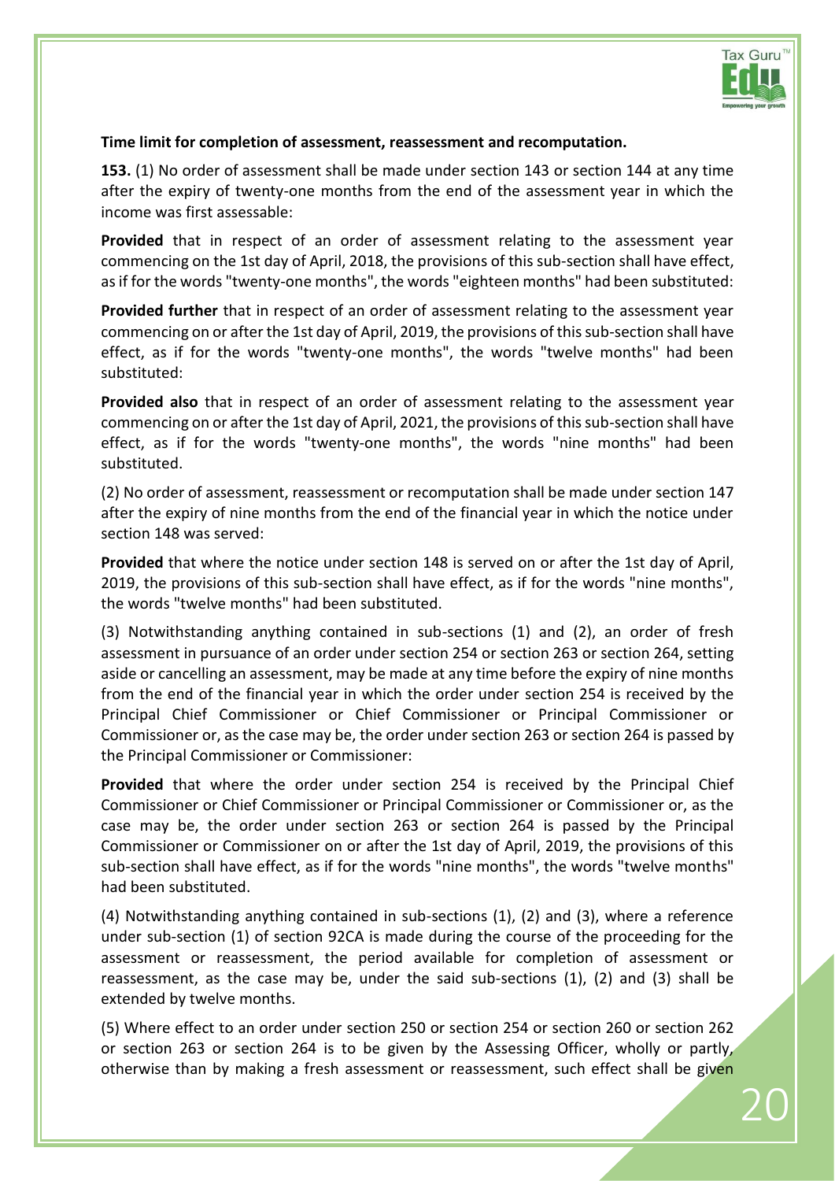**Time limit for completion of assessment, reassessment and recomputation.**

**153.** (1) No order of assessment shall be made under section 143 or section 144 at any time after the expiry of twenty-one months from the end of the assessment year in which the income was first assessable:

**Provided** that in respect of an order of assessment relating to the assessment year commencing on the 1st day of April, 2018, the provisions of this sub-section shall have effect, as if for the words "twenty-one months", the words "eighteen months" had been substituted:

**Provided further** that in respect of an order of assessment relating to the assessment year commencing on or after the 1st day of April, 2019, the provisions of this sub-section shall have effect, as if for the words "twenty-one months", the words "twelve months" had been substituted:

**Provided also** that in respect of an order of assessment relating to the assessment year commencing on or after the 1st day of April, 2021, the provisions of this sub-section shall have effect, as if for the words "twenty-one months", the words "nine months" had been substituted.

(2) No order of assessment, reassessment or recomputation shall be made under section 147 after the expiry of nine months from the end of the financial year in which the notice under section 148 was served:

**Provided** that where the notice under section 148 is served on or after the 1st day of April, 2019, the provisions of this sub-section shall have effect, as if for the words "nine months", the words "twelve months" had been substituted.

(3) Notwithstanding anything contained in sub-sections (1) and (2), an order of fresh assessment in pursuance of an order under section 254 or section 263 or section 264, setting aside or cancelling an assessment, may be made at any time before the expiry of nine months from the end of the financial year in which the order under section 254 is received by the Principal Chief Commissioner or Chief Commissioner or Principal Commissioner or Commissioner or, as the case may be, the order under section 263 or section 264 is passed by the Principal Commissioner or Commissioner:

**Provided** that where the order under section 254 is received by the Principal Chief Commissioner or Chief Commissioner or Principal Commissioner or Commissioner or, as the case may be, the order under section 263 or section 264 is passed by the Principal Commissioner or Commissioner on or after the 1st day of April, 2019, the provisions of this sub-section shall have effect, as if for the words "nine months", the words "twelve months" had been substituted.

(4) Notwithstanding anything contained in sub-sections (1), (2) and (3), where a reference under sub-section (1) of section 92CA is made during the course of the proceeding for the assessment or reassessment, the period available for completion of assessment or reassessment, as the case may be, under the said sub-sections (1), (2) and (3) shall be extended by twelve months.

(5) Where effect to an order under section 250 or section 254 or section 260 or section 262 or section 263 or section 264 is to be given by the Assessing Officer, wholly or partly, otherwise than by making a fresh assessment or reassessment, such effect shall be given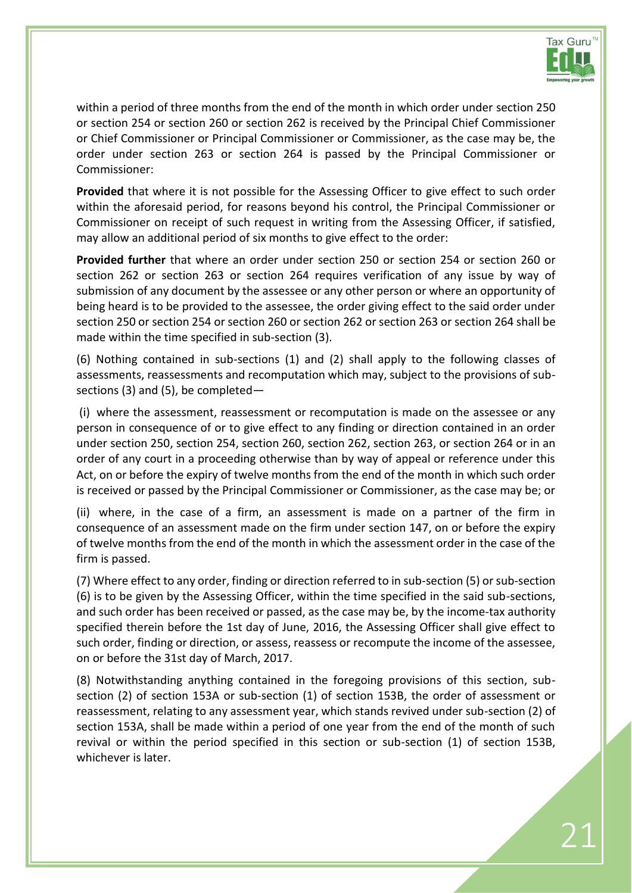within a period of three months from the end of the month in which order under section 250 or section 254 or section 260 or section 262 is received by the Principal Chief Commissioner or Chief Commissioner or Principal Commissioner or Commissioner, as the case may be, the order under section 263 or section 264 is passed by the Principal Commissioner or Commissioner:

**Provided** that where it is not possible for the Assessing Officer to give effect to such order within the aforesaid period, for reasons beyond his control, the Principal Commissioner or Commissioner on receipt of such request in writing from the Assessing Officer, if satisfied, may allow an additional period of six months to give effect to the order:

**Provided further** that where an order under section 250 or section 254 or section 260 or section 262 or section 263 or section 264 requires verification of any issue by way of submission of any document by the assessee or any other person or where an opportunity of being heard is to be provided to the assessee, the order giving effect to the said order under section 250 or section 254 or section 260 or section 262 or section 263 or section 264 shall be made within the time specified in sub-section (3).

(6) Nothing contained in sub-sections (1) and (2) shall apply to the following classes of assessments, reassessments and recomputation which may, subject to the provisions of sub-sections (3) and (5), be completed—

(i) where the assessment, reassessment or recomputation is made on the assessee or any person in consequence of or to give effect to any finding or direction contained in an order under section 250, section 254, section 260, section 262, section 263, or section 264 or in an order of any court in a proceeding otherwise than by way of appeal or reference under this Act, on or before the expiry of twelve months from the end of the month in which such order is received or passed by the Principal Commissioner or Commissioner, as the case may be; or

(ii) where, in the case of a firm, an assessment is made on a partner of the firm in consequence of an assessment made on the firm under section 147, on or before the expiry of twelve months from the end of the month in which the assessment order in the case of the firm is passed.

(7) Where effect to any order, finding or direction referred to in sub-section (5) or sub-section (6) is to be given by the Assessing Officer, within the time specified in the said sub-sections, and such order has been received or passed, as the case may be, by the income-tax authority specified therein before the 1st day of June, 2016, the Assessing Officer shall give effect to such order, finding or direction, or assess, reassess or recompute the income of the assessee, on or before the 31st day of March, 2017.

(8) Notwithstanding anything contained in the foregoing provisions of this section, sub-section (2) of section 153A or sub-section (1) of section 153B, the order of assessment or reassessment, relating to any assessment year, which stands revived under sub-section (2) of section 153A, shall be made within a period of one year from the end of the month of such revival or within the period specified in this section or sub-section (1) of section 153B, whichever is later.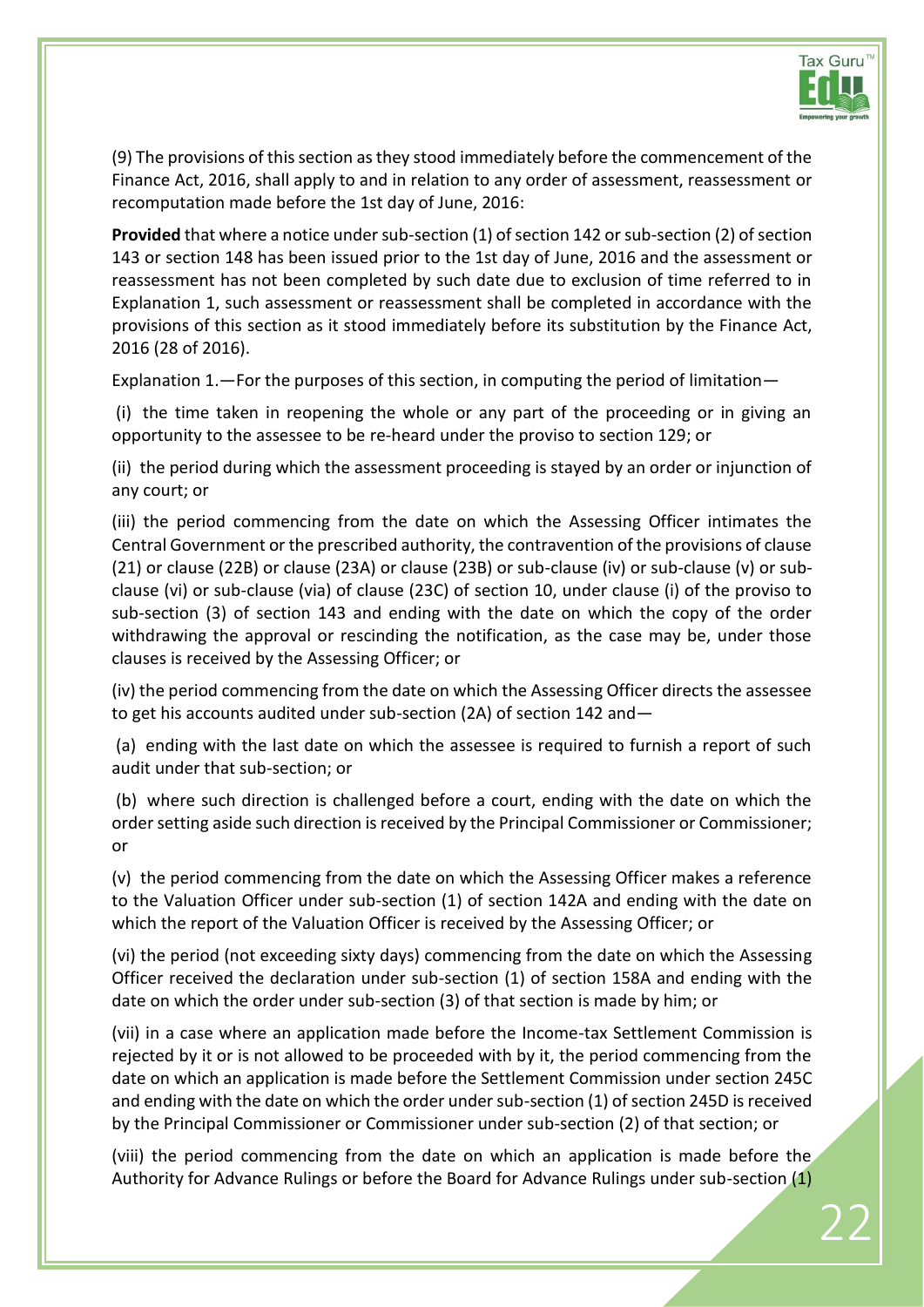(9) The provisions of this section as they stood immediately before the commencement of the Finance Act, 2016, shall apply to and in relation to any order of assessment, reassessment or recomputation made before the 1st day of June, 2016:

**Provided** that where a notice under sub-section (1) of section 142 or sub-section (2) of section 143 or section 148 has been issued prior to the 1st day of June, 2016 and the assessment or reassessment has not been completed by such date due to exclusion of time referred to in Explanation 1, such assessment or reassessment shall be completed in accordance with the provisions of this section as it stood immediately before its substitution by the Finance Act, 2016 (28 of 2016).

Explanation 1.—For the purposes of this section, in computing the period of limitation—

(i) the time taken in reopening the whole or any part of the proceeding or in giving an opportunity to the assessee to be re-heard under the proviso to section 129; or

(ii) the period during which the assessment proceeding is stayed by an order or injunction of any court; or

(iii) the period commencing from the date on which the Assessing Officer intimates the Central Government or the prescribed authority, the contravention of the provisions of clause (21) or clause (22B) or clause (23A) or clause (23B) or sub-clause (iv) or sub-clause (v) or sub-clause (vi) or sub-clause (via) of clause (23C) of section 10, under clause (i) of the proviso to sub-section (3) of section 143 and ending with the date on which the copy of the order withdrawing the approval or rescinding the notification, as the case may be, under those clauses is received by the Assessing Officer; or

(iv) the period commencing from the date on which the Assessing Officer directs the assessee to get his accounts audited under sub-section (2A) of section 142 and—

(a) ending with the last date on which the assessee is required to furnish a report of such audit under that sub-section; or

(b) where such direction is challenged before a court, ending with the date on which the order setting aside such direction is received by the Principal Commissioner or Commissioner; or

(v) the period commencing from the date on which the Assessing Officer makes a reference to the Valuation Officer under sub-section (1) of section 142A and ending with the date on which the report of the Valuation Officer is received by the Assessing Officer; or

(vi) the period (not exceeding sixty days) commencing from the date on which the Assessing Officer received the declaration under sub-section (1) of section 158A and ending with the date on which the order under sub-section (3) of that section is made by him; or

(vii) in a case where an application made before the Income-tax Settlement Commission is rejected by it or is not allowed to be proceeded with by it, the period commencing from the date on which an application is made before the Settlement Commission under section 245C and ending with the date on which the order under sub-section (1) of section 245D is received by the Principal Commissioner or Commissioner under sub-section (2) of that section; or

(viii) the period commencing from the date on which an application is made before the Authority for Advance Rulings or before the Board for Advance Rulings under sub-section (1)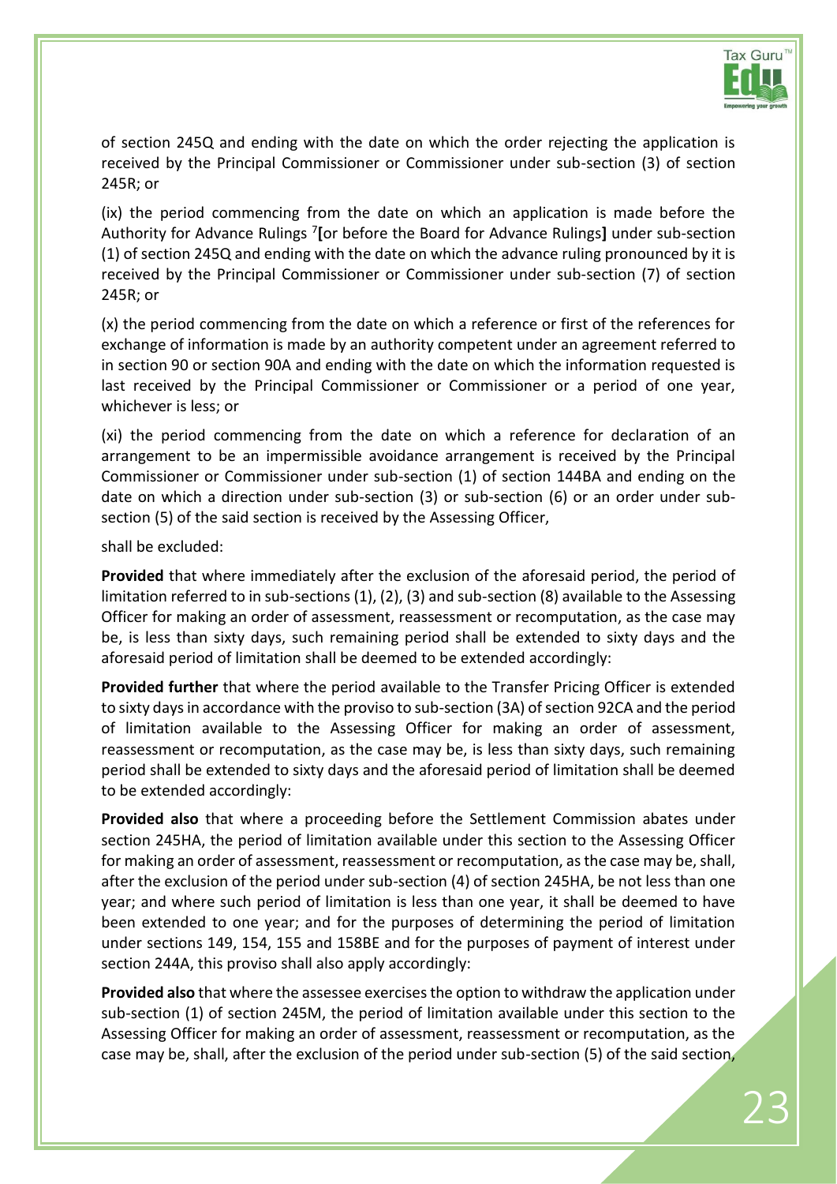of section 245Q and ending with the date on which the order rejecting the application is received by the Principal Commissioner or Commissioner under sub-section (3) of section 245R; or

(ix) the period commencing from the date on which an application is made before the Authority for Advance Rulings [7]**[**or before the Board for Advance Rulings**]** under sub-section (1) of section 245Q and ending with the date on which the advance ruling pronounced by it is received by the Principal Commissioner or Commissioner under sub-section (7) of section 245R; or

(x) the period commencing from the date on which a reference or first of the references for exchange of information is made by an authority competent under an agreement referred to in section 90 or section 90A and ending with the date on which the information requested is last received by the Principal Commissioner or Commissioner or a period of one year, whichever is less; or

(xi) the period commencing from the date on which a reference for declaration of an arrangement to be an impermissible avoidance arrangement is received by the Principal Commissioner or Commissioner under sub-section (1) of section 144BA and ending on the date on which a direction under sub-section (3) or sub-section (6) or an order under sub-section (5) of the said section is received by the Assessing Officer,

shall be excluded:

**Provided** that where immediately after the exclusion of the aforesaid period, the period of limitation referred to in sub-sections (1), (2), (3) and sub-section (8) available to the Assessing Officer for making an order of assessment, reassessment or recomputation, as the case may be, is less than sixty days, such remaining period shall be extended to sixty days and the aforesaid period of limitation shall be deemed to be extended accordingly:

**Provided further** that where the period available to the Transfer Pricing Officer is extended to sixty days in accordance with the proviso to sub-section (3A) of section 92CA and the period of limitation available to the Assessing Officer for making an order of assessment, reassessment or recomputation, as the case may be, is less than sixty days, such remaining period shall be extended to sixty days and the aforesaid period of limitation shall be deemed to be extended accordingly:

**Provided also** that where a proceeding before the Settlement Commission abates under section 245HA, the period of limitation available under this section to the Assessing Officer for making an order of assessment, reassessment or recomputation, as the case may be, shall, after the exclusion of the period under sub-section (4) of section 245HA, be not less than one year; and where such period of limitation is less than one year, it shall be deemed to have been extended to one year; and for the purposes of determining the period of limitation under sections 149, 154, 155 and 158BE and for the purposes of payment of interest under section 244A, this proviso shall also apply accordingly:

**Provided also** that where the assessee exercises the option to withdraw the application under sub-section (1) of section 245M, the period of limitation available under this section to the Assessing Officer for making an order of assessment, reassessment or recomputation, as the case may be, shall, after the exclusion of the period under sub-section (5) of the said section,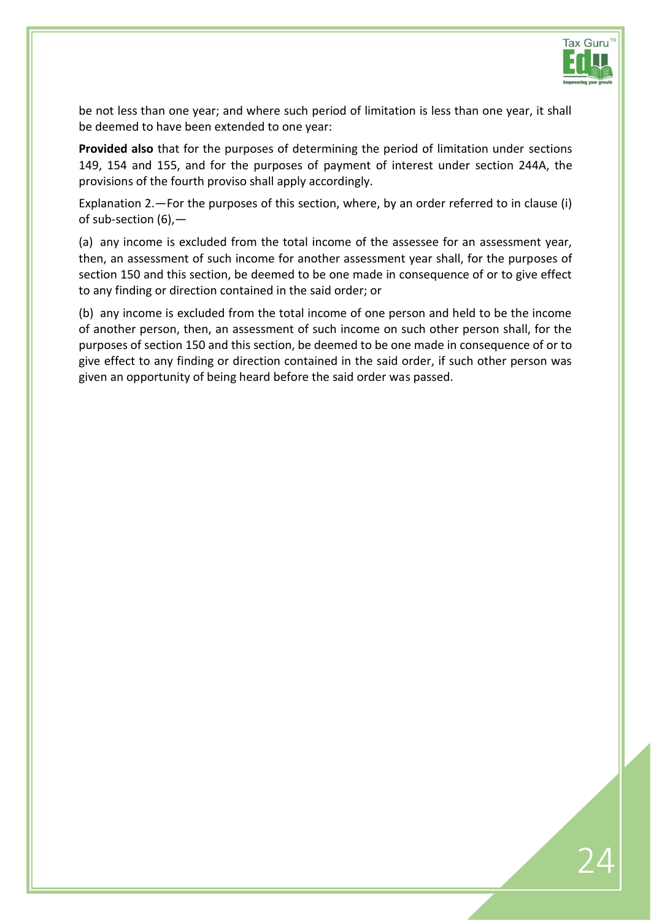be not less than one year; and where such period of limitation is less than one year, it shall be deemed to have been extended to one year:

**Provided also** that for the purposes of determining the period of limitation under sections 149, 154 and 155, and for the purposes of payment of interest under section 244A, the provisions of the fourth proviso shall apply accordingly.

Explanation 2.—For the purposes of this section, where, by an order referred to in clause (i) of sub-section (6),—

(a) any income is excluded from the total income of the assessee for an assessment year, then, an assessment of such income for another assessment year shall, for the purposes of section 150 and this section, be deemed to be one made in consequence of or to give effect to any finding or direction contained in the said order; or

(b) any income is excluded from the total income of one person and held to be the income of another person, then, an assessment of such income on such other person shall, for the purposes of section 150 and this section, be deemed to be one made in consequence of or to give effect to any finding or direction contained in the said order, if such other person was given an opportunity of being heard before the said order was passed.